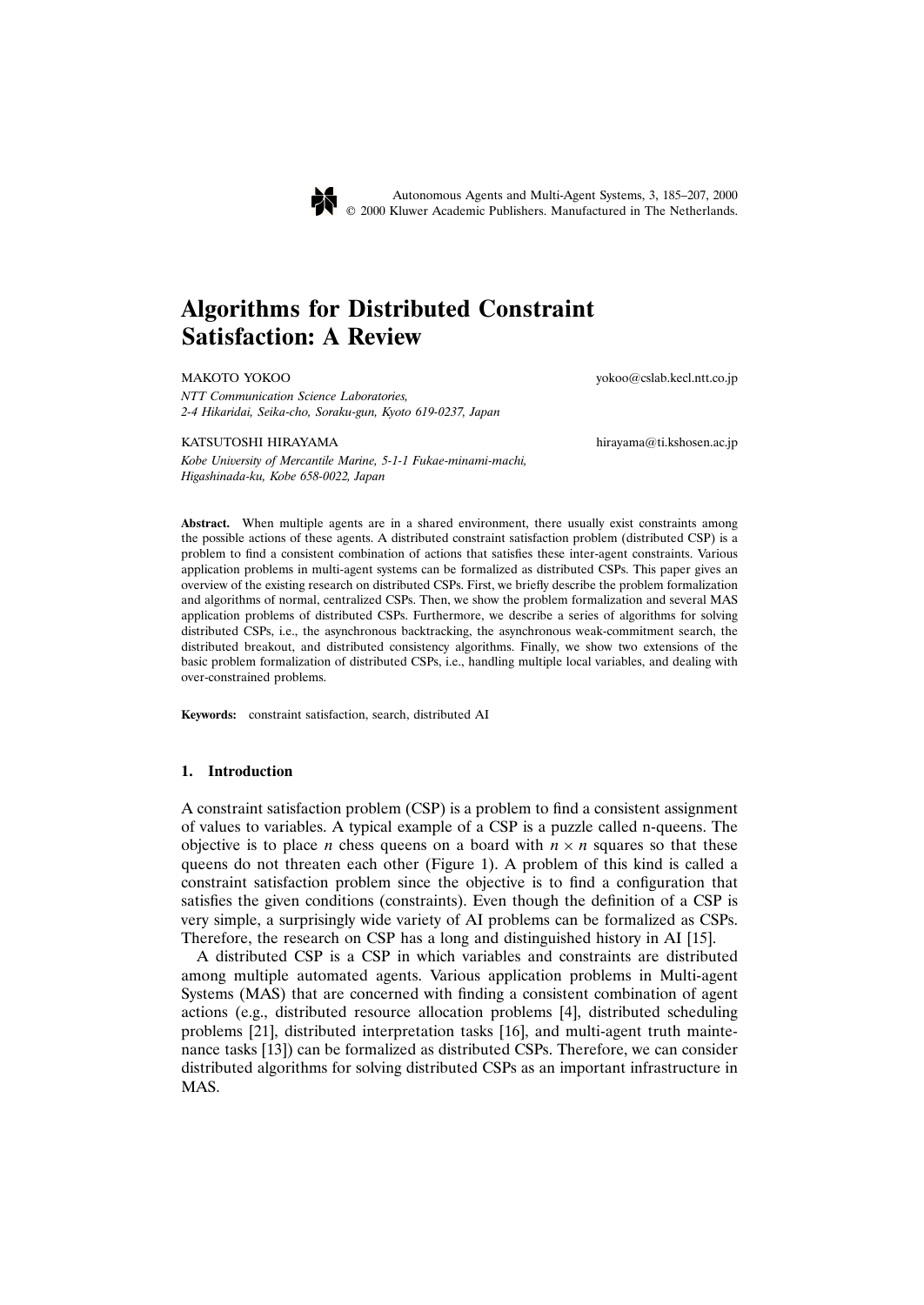# Algorithms for Distributed Constraint Satisfaction: A Review

MAKOTO YOKOO yokoo@cslab.kecl.ntt.co.jp

*NTT Communication Science Laboratories, 2-4 Hikaridai, Seika-cho, Soraku-gun, Kyoto 619-0237, Japan*

KATSUTOSHI HIRAYAMA hirayama@ti.kshosen.ac.jp

*Kobe University of Mercantile Marine, 5-1-1 Fukae-minami-machi, Higashinada-ku, Kobe 658-0022, Japan*

**Abstract.** When multiple agents are in a shared environment, there usually exist constraints among the possible actions of these agents. A distributed constraint satisfaction problem (distributed CSP) is a problem to find a consistent combination of actions that satisfies these inter-agent constraints. Various application problems in multi-agent systems can be formalized as distributed CSPs. This paper gives an overview of the existing research on distributed CSPs. First, we briefly describe the problem formalization and algorithms of normal, centralized CSPs. Then, we show the problem formalization and several MAS application problems of distributed CSPs. Furthermore, we describe a series of algorithms for solving distributed CSPs, i.e., the asynchronous backtracking, the asynchronous weak-commitment search, the distributed breakout, and distributed consistency algorithms. Finally, we show two extensions of the basic problem formalization of distributed CSPs, i.e., handling multiple local variables, and dealing with over-constrained problems.

**Keywords:** constraint satisfaction, search, distributed AI

## 1. Introduction

A constraint satisfaction problem (CSP) is a problem to find a consistent assignment of values to variables. A typical example of a CSP is a puzzle called n-queens. The objective is to place $n$ chess queens on a board with $n \times n$ squares so that these queens do not threaten each other (Figure 1). A problem of this kind is called a constraint satisfaction problem since the objective is to find a configuration that satisfies the given conditions (constraints). Even though the definition of a CSP is very simple, a surprisingly wide variety of AI problems can be formalized as CSPs. Therefore, the research on CSP has a long and distinguished history in AI [15].

A distributed CSP is a CSP in which variables and constraints are distributed among multiple automated agents. Various application problems in Multi-agent Systems (MAS) that are concerned with finding a consistent combination of agent actions (e.g., distributed resource allocation problems [4], distributed scheduling problems [21], distributed interpretation tasks [16], and multi-agent truth maintenance tasks [13]) can be formalized as distributed CSPs. Therefore, we can consider distributed algorithms for solving distributed CSPs as an important infrastructure in MAS.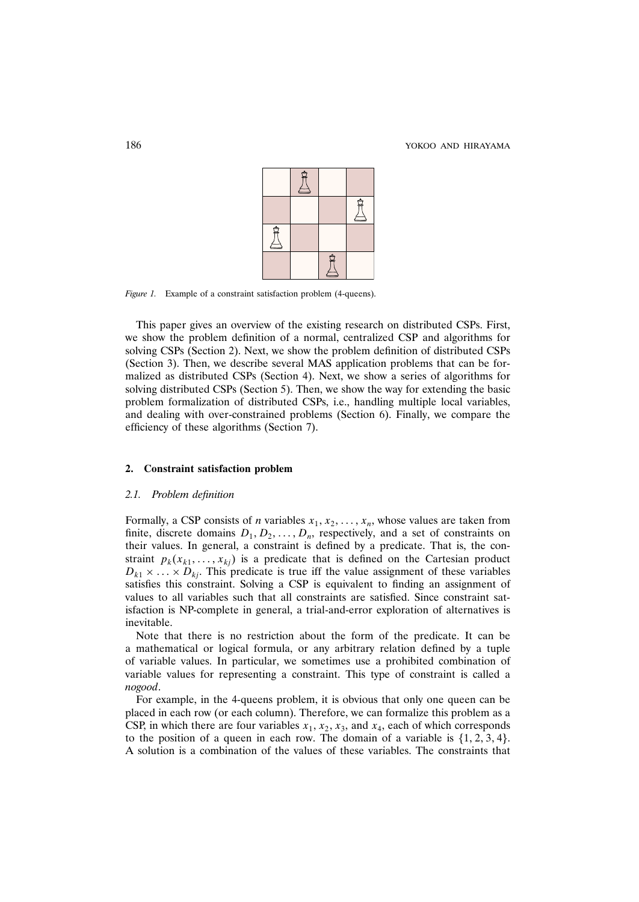*Figure 1.* Example of a constraint satisfaction problem (4-queens).

This paper gives an overview of the existing research on distributed CSPs. First, we show the problem definition of a normal, centralized CSP and algorithms for solving CSPs (Section 2). Next, we show the problem definition of distributed CSPs (Section 3). Then, we describe several MAS application problems that can be formalized as distributed CSPs (Section 4). Next, we show a series of algorithms for solving distributed CSPs (Section 5). Then, we show the way for extending the basic problem formalization of distributed CSPs, i.e., handling multiple local variables, and dealing with over-constrained problems (Section 6). Finally, we compare the efficiency of these algorithms (Section 7).

## 2. Constraint satisfaction problem

### 2.1. Problem definition

Formally, a CSP consists of $n$ variables $x_1, x_2, \ldots, x_n$, whose values are taken from finite, discrete domains $D_1, D_2, \ldots, D_n$, respectively, and a set of constraints on their values. In general, a constraint is defined by a predicate. That is, the constraint $p_k(x_{k1}, \ldots, x_{kj})$ is a predicate that is defined on the Cartesian product $D_{k1} \times \ldots \times D_{kj}$. This predicate is true iff the value assignment of these variables satisfies this constraint. Solving a CSP is equivalent to finding an assignment of values to all variables such that all constraints are satisfied. Since constraint satisfaction is NP-complete in general, a trial-and-error exploration of alternatives is inevitable.

Note that there is no restriction about the form of the predicate. It can be a mathematical or logical formula, or any arbitrary relation defined by a tuple of variable values. In particular, we sometimes use a prohibited combination of variable values for representing a constraint. This type of constraint is called a *nogood*.

For example, in the 4-queens problem, it is obvious that only one queen can be placed in each row (or each column). Therefore, we can formalize this problem as a CSP, in which there are four variables $x_1$, $x_2$, $x_3$, and $x_4$, each of which corresponds to the position of a queen in each row. The domain of a variable is $\{1, 2, 3, 4\}$. A solution is a combination of the values of these variables. The constraints that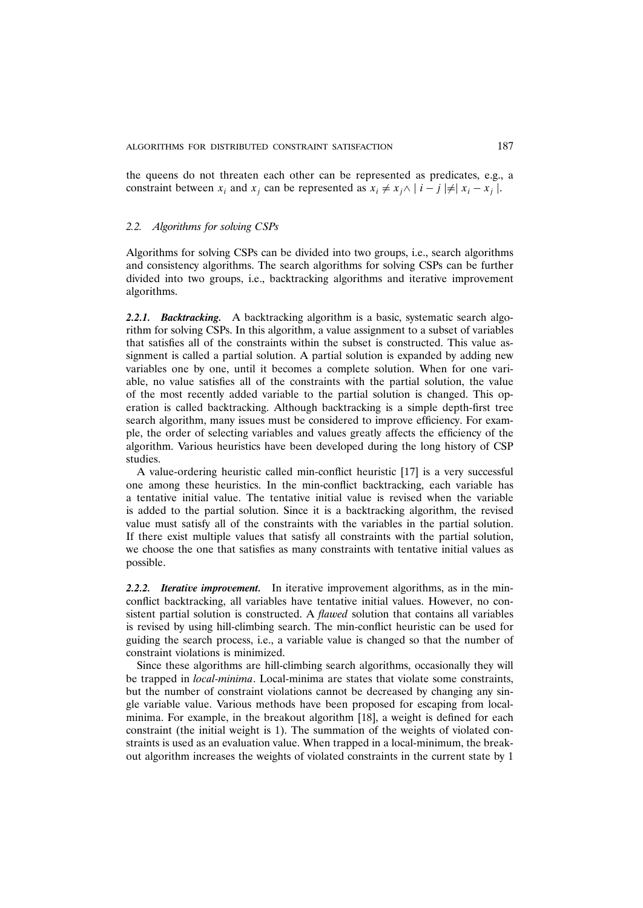the queens do not threaten each other can be represented as predicates, e.g., a constraint between $x_i$ and $x_j$ can be represented as $x_i \neq x_j \wedge \mid i - j \mid \neq \mid x_i - x_j \mid$.

### 2.2. Algorithms for solving CSPs

Algorithms for solving CSPs can be divided into two groups, i.e., search algorithms and consistency algorithms. The search algorithms for solving CSPs can be further divided into two groups, i.e., backtracking algorithms and iterative improvement algorithms.

***2.2.1. Backtracking.*** A backtracking algorithm is a basic, systematic search algorithm for solving CSPs. In this algorithm, a value assignment to a subset of variables that satisfies all of the constraints within the subset is constructed. This value assignment is called a partial solution. A partial solution is expanded by adding new variables one by one, until it becomes a complete solution. When for one variable, no value satisfies all of the constraints with the partial solution, the value of the most recently added variable to the partial solution is changed. This operation is called backtracking. Although backtracking is a simple depth-first tree search algorithm, many issues must be considered to improve efficiency. For example, the order of selecting variables and values greatly affects the efficiency of the algorithm. Various heuristics have been developed during the long history of CSP studies.

A value-ordering heuristic called min-conflict heuristic [17] is a very successful one among these heuristics. In the min-conflict backtracking, each variable has a tentative initial value. The tentative initial value is revised when the variable is added to the partial solution. Since it is a backtracking algorithm, the revised value must satisfy all of the constraints with the variables in the partial solution. If there exist multiple values that satisfy all constraints with the partial solution, we choose the one that satisfies as many constraints with tentative initial values as possible.

***2.2.2. Iterative improvement.*** In iterative improvement algorithms, as in the min-conflict backtracking, all variables have tentative initial values. However, no consistent partial solution is constructed. A *flawed* solution that contains all variables is revised by using hill-climbing search. The min-conflict heuristic can be used for guiding the search process, i.e., a variable value is changed so that the number of constraint violations is minimized.

Since these algorithms are hill-climbing search algorithms, occasionally they will be trapped in *local-minima*. Local-minima are states that violate some constraints, but the number of constraint violations cannot be decreased by changing any single variable value. Various methods have been proposed for escaping from local-minima. For example, in the breakout algorithm [18], a weight is defined for each constraint (the initial weight is 1). The summation of the weights of violated constraints is used as an evaluation value. When trapped in a local-minimum, the breakout algorithm increases the weights of violated constraints in the current state by 1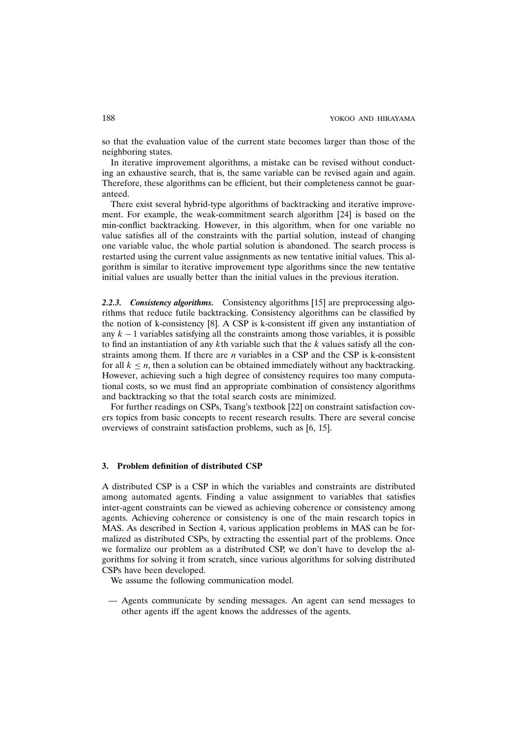so that the evaluation value of the current state becomes larger than those of the neighboring states.

In iterative improvement algorithms, a mistake can be revised without conducting an exhaustive search, that is, the same variable can be revised again and again. Therefore, these algorithms can be efficient, but their completeness cannot be guaranteed.

There exist several hybrid-type algorithms of backtracking and iterative improvement. For example, the weak-commitment search algorithm [24] is based on the min-conflict backtracking. However, in this algorithm, when for one variable no value satisfies all of the constraints with the partial solution, instead of changing one variable value, the whole partial solution is abandoned. The search process is restarted using the current value assignments as new tentative initial values. This algorithm is similar to iterative improvement type algorithms since the new tentative initial values are usually better than the initial values in the previous iteration.

#### 2.2.3. *Consistency algorithms.*

Consistency algorithms [15] are preprocessing algorithms that reduce futile backtracking. Consistency algorithms can be classified by the notion of k-consistency [8]. A CSP is k-consistent iff given any instantiation of any $k-1$ variables satisfying all the constraints among those variables, it is possible to find an instantiation of any $k$th variable such that the $k$ values satisfy all the constraints among them. If there are $n$ variables in a CSP and the CSP is k-consistent for all $k \leq n$, then a solution can be obtained immediately without any backtracking. However, achieving such a high degree of consistency requires too many computational costs, so we must find an appropriate combination of consistency algorithms and backtracking so that the total search costs are minimized.

For further readings on CSPs, Tsang's textbook [22] on constraint satisfaction covers topics from basic concepts to recent research results. There are several concise overviews of constraint satisfaction problems, such as [6, 15].

## 3. Problem definition of distributed CSP

A distributed CSP is a CSP in which the variables and constraints are distributed among automated agents. Finding a value assignment to variables that satisfies inter-agent constraints can be viewed as achieving coherence or consistency among agents. Achieving coherence or consistency is one of the main research topics in MAS. As described in Section 4, various application problems in MAS can be formalized as distributed CSPs, by extracting the essential part of the problems. Once we formalize our problem as a distributed CSP, we don't have to develop the algorithms for solving it from scratch, since various algorithms for solving distributed CSPs have been developed.

We assume the following communication model.

- Agents communicate by sending messages. An agent can send messages to other agents iff the agent knows the addresses of the agents.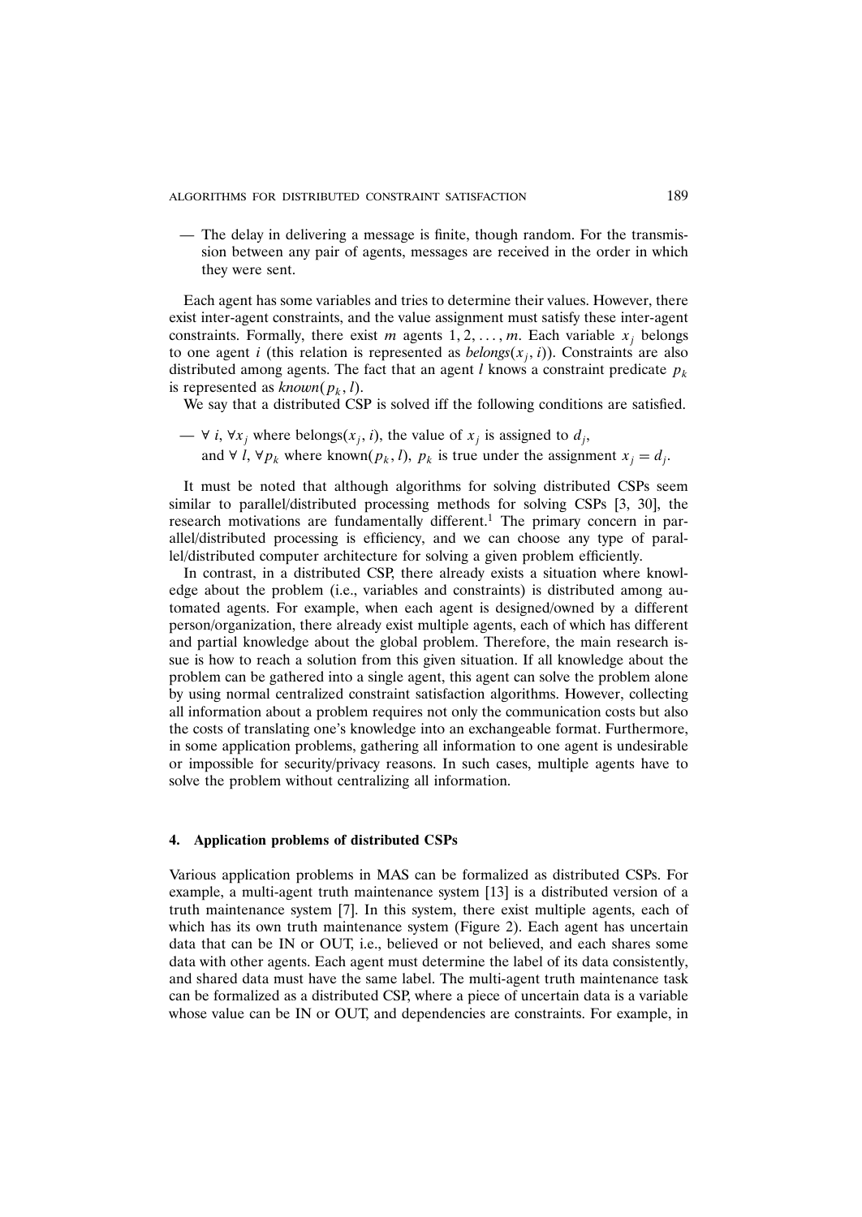— The delay in delivering a message is finite, though random. For the transmission between any pair of agents, messages are received in the order in which they were sent.

Each agent has some variables and tries to determine their values. However, there exist inter-agent constraints, and the value assignment must satisfy these inter-agent constraints. Formally, there exist $m$ agents $1, 2, \ldots, m$. Each variable $x_j$ belongs to one agent $i$ (this relation is represented as $belongs(x_j, i)$). Constraints are also distributed among agents. The fact that an agent $l$ knows a constraint predicate $p_k$ is represented as $known(p_k, l)$.

We say that a distributed CSP is solved iff the following conditions are satisfied.

— $\forall$ $i$, $\forall x_j$ where belongs$(x_j, i)$, the value of $x_j$ is assigned to $d_j$, and $\forall$ $l$, $\forall p_k$ where known$(p_k, l)$, $p_k$ is true under the assignment $x_j = d_j$.

It must be noted that although algorithms for solving distributed CSPs seem similar to parallel/distributed processing methods for solving CSPs [3, 30], the research motivations are fundamentally different.[1] The primary concern in parallel/distributed processing is efficiency, and we can choose any type of parallel/distributed computer architecture for solving a given problem efficiently.

In contrast, in a distributed CSP, there already exists a situation where knowledge about the problem (i.e., variables and constraints) is distributed among automated agents. For example, when each agent is designed/owned by a different person/organization, there already exist multiple agents, each of which has different and partial knowledge about the global problem. Therefore, the main research issue is how to reach a solution from this given situation. If all knowledge about the problem can be gathered into a single agent, this agent can solve the problem alone by using normal centralized constraint satisfaction algorithms. However, collecting all information about a problem requires not only the communication costs but also the costs of translating one's knowledge into an exchangeable format. Furthermore, in some application problems, gathering all information to one agent is undesirable or impossible for security/privacy reasons. In such cases, multiple agents have to solve the problem without centralizing all information.

## 4. Application problems of distributed CSPs

Various application problems in MAS can be formalized as distributed CSPs. For example, a multi-agent truth maintenance system [13] is a distributed version of a truth maintenance system [7]. In this system, there exist multiple agents, each of which has its own truth maintenance system (Figure 2). Each agent has uncertain data that can be IN or OUT, i.e., believed or not believed, and each shares some data with other agents. Each agent must determine the label of its data consistently, and shared data must have the same label. The multi-agent truth maintenance task can be formalized as a distributed CSP, where a piece of uncertain data is a variable whose value can be IN or OUT, and dependencies are constraints. For example, in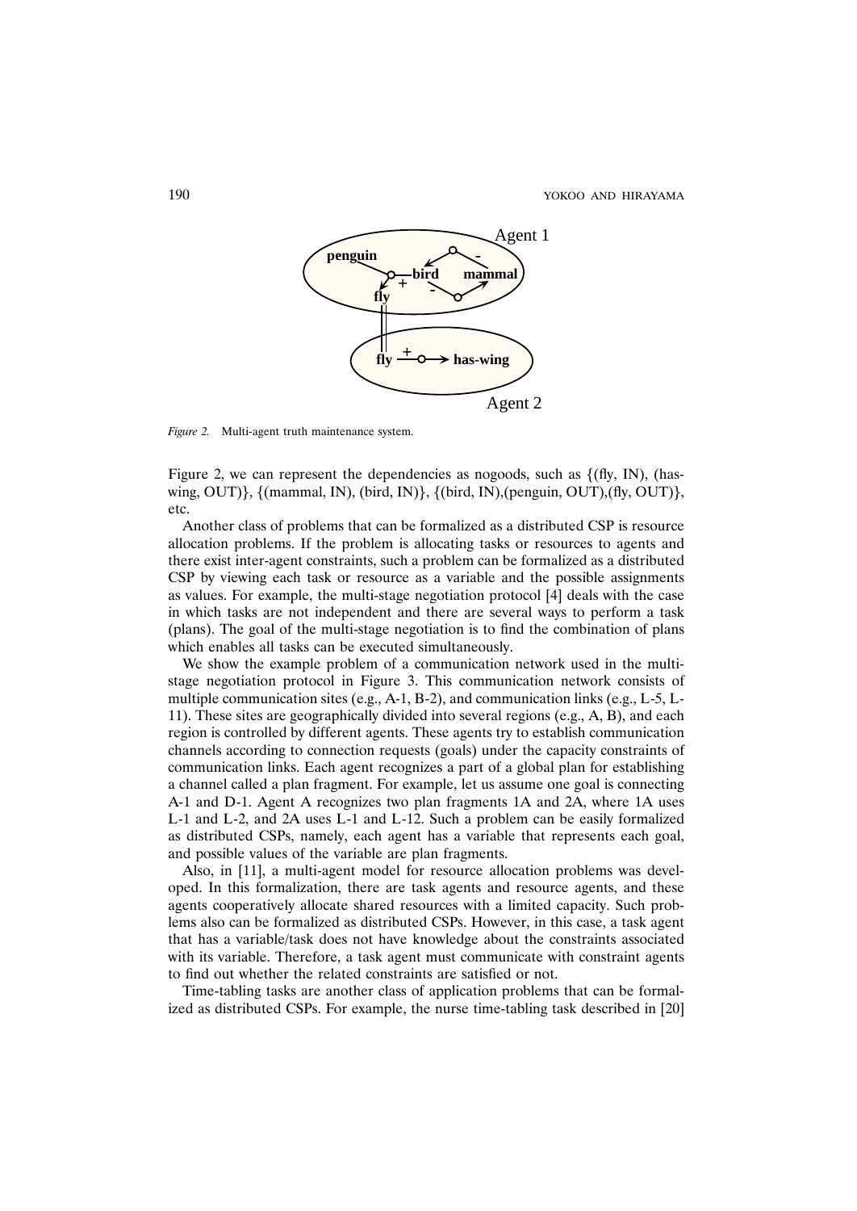*Figure 2.* Multi-agent truth maintenance system.

Figure 2, we can represent the dependencies as nogoods, such as {(fly, IN), (has-wing, OUT)}, {(mammal, IN), (bird, IN)}, {(bird, IN),(penguin, OUT),(fly, OUT)}, etc.

Another class of problems that can be formalized as a distributed CSP is resource allocation problems. If the problem is allocating tasks or resources to agents and there exist inter-agent constraints, such a problem can be formalized as a distributed CSP by viewing each task or resource as a variable and the possible assignments as values. For example, the multi-stage negotiation protocol [4] deals with the case in which tasks are not independent and there are several ways to perform a task (plans). The goal of the multi-stage negotiation is to find the combination of plans which enables all tasks can be executed simultaneously.

We show the example problem of a communication network used in the multi-stage negotiation protocol in Figure 3. This communication network consists of multiple communication sites (e.g., A-1, B-2), and communication links (e.g., L-5, L-11). These sites are geographically divided into several regions (e.g., A, B), and each region is controlled by different agents. These agents try to establish communication channels according to connection requests (goals) under the capacity constraints of communication links. Each agent recognizes a part of a global plan for establishing a channel called a plan fragment. For example, let us assume one goal is connecting A-1 and D-1. Agent A recognizes two plan fragments 1A and 2A, where 1A uses L-1 and L-2, and 2A uses L-1 and L-12. Such a problem can be easily formalized as distributed CSPs, namely, each agent has a variable that represents each goal, and possible values of the variable are plan fragments.

Also, in [11], a multi-agent model for resource allocation problems was developed. In this formalization, there are task agents and resource agents, and these agents cooperatively allocate shared resources with a limited capacity. Such problems also can be formalized as distributed CSPs. However, in this case, a task agent that has a variable/task does not have knowledge about the constraints associated with its variable. Therefore, a task agent must communicate with constraint agents to find out whether the related constraints are satisfied or not.

Time-tabling tasks are another class of application problems that can be formalized as distributed CSPs. For example, the nurse time-tabling task described in [20]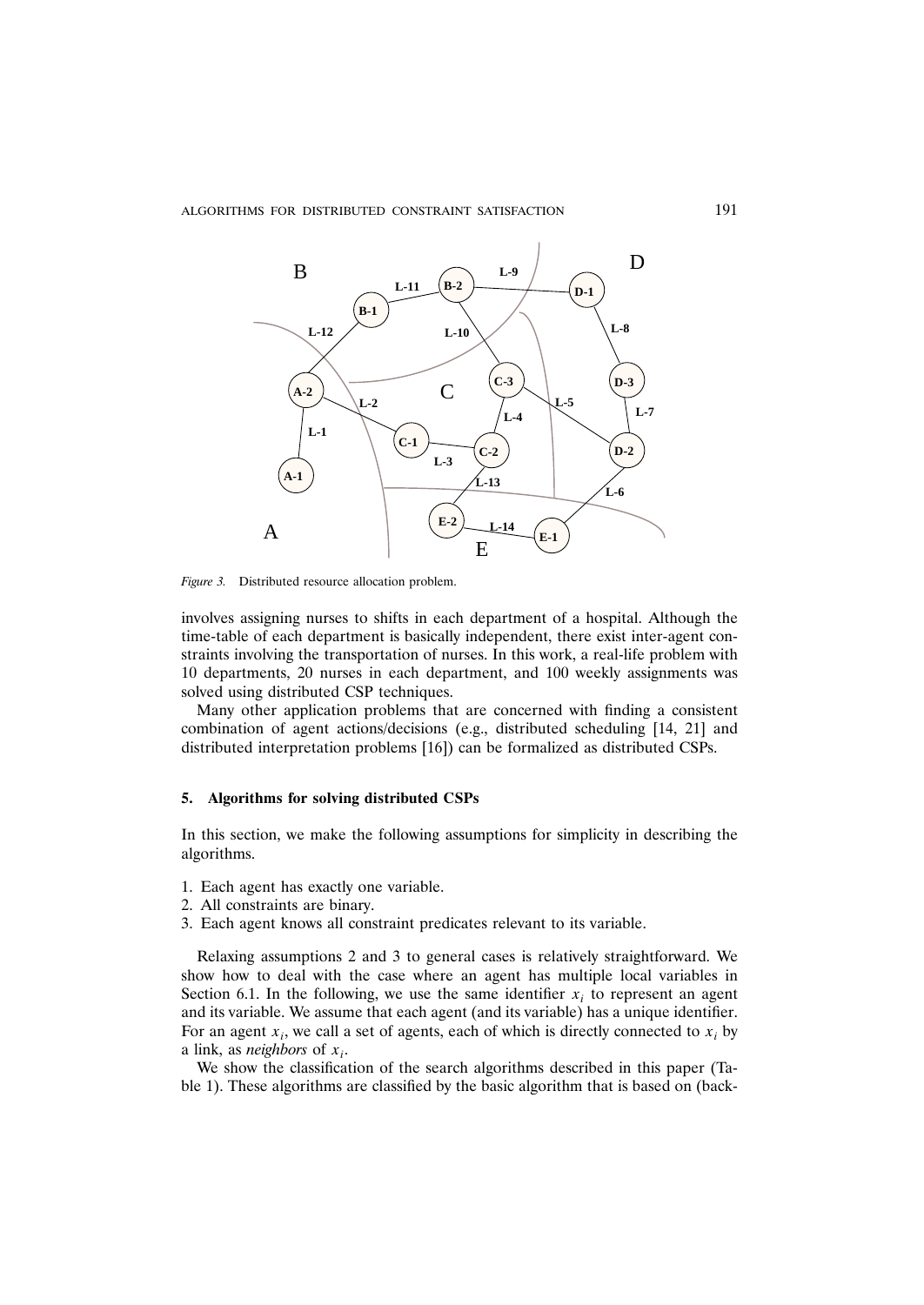*Figure 3.* Distributed resource allocation problem.

involves assigning nurses to shifts in each department of a hospital. Although the time-table of each department is basically independent, there exist inter-agent constraints involving the transportation of nurses. In this work, a real-life problem with 10 departments, 20 nurses in each department, and 100 weekly assignments was solved using distributed CSP techniques.

Many other application problems that are concerned with finding a consistent combination of agent actions/decisions (e.g., distributed scheduling [14, 21] and distributed interpretation problems [16]) can be formalized as distributed CSPs.

## 5. Algorithms for solving distributed CSPs

In this section, we make the following assumptions for simplicity in describing the algorithms.

1. Each agent has exactly one variable.
2. All constraints are binary.
3. Each agent knows all constraint predicates relevant to its variable.

Relaxing assumptions 2 and 3 to general cases is relatively straightforward. We show how to deal with the case where an agent has multiple local variables in Section 6.1. In the following, we use the same identifier $x_i$ to represent an agent and its variable. We assume that each agent (and its variable) has a unique identifier. For an agent $x_i$, we call a set of agents, each of which is directly connected to $x_i$ by a link, as *neighbors* of $x_i$.

We show the classification of the search algorithms described in this paper (Table 1). These algorithms are classified by the basic algorithm that is based on (back-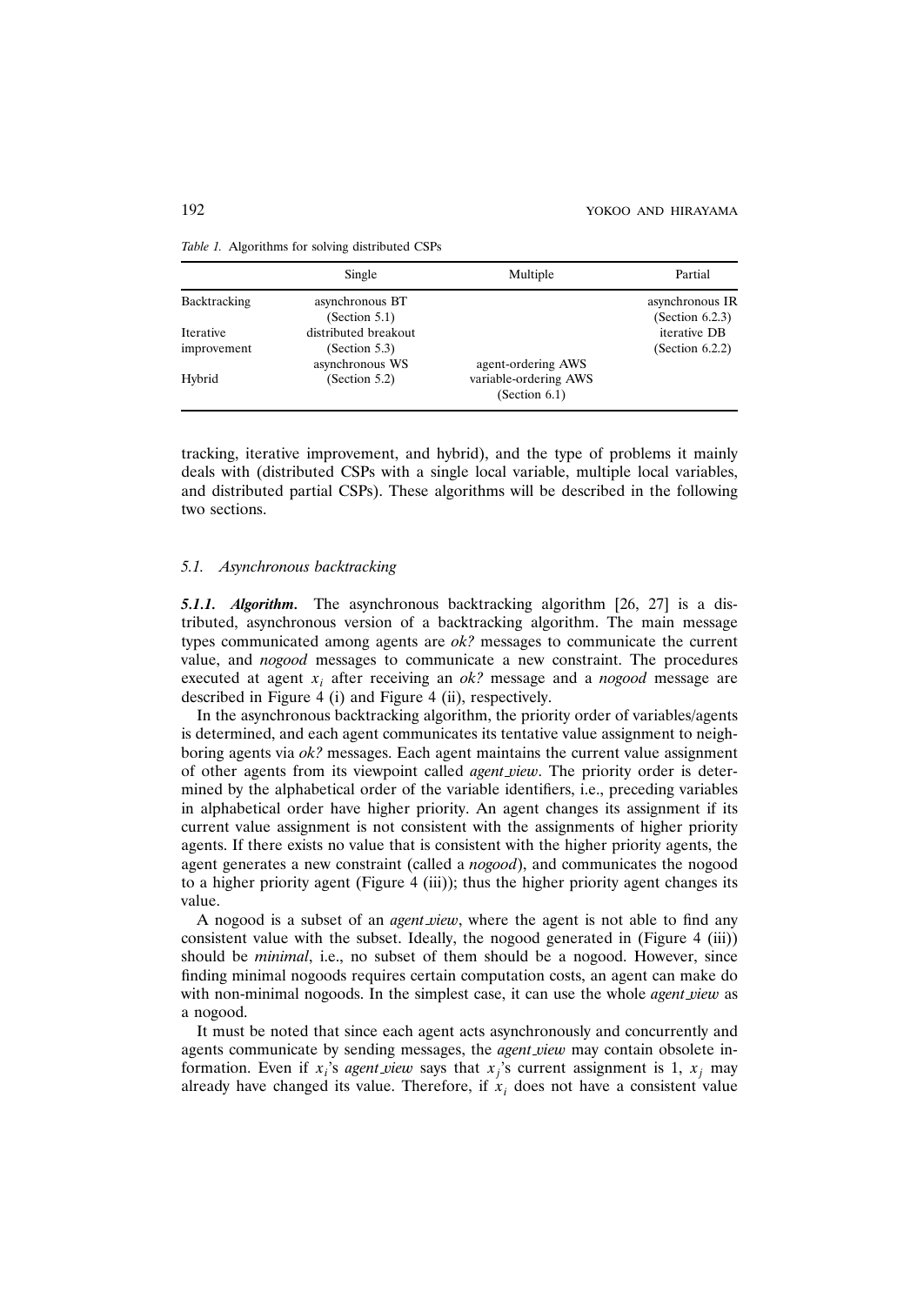*Table 1.* Algorithms for solving distributed CSPs

| | Single | Multiple | Partial |
|---|---|---|---|
| Backtracking | asynchronous BT (Section 5.1) | | asynchronous IR (Section 6.2.3) |
| Iterative improvement | distributed breakout (Section 5.3) | | iterative DB (Section 6.2.2) |
| Hybrid | asynchronous WS (Section 5.2) | agent-ordering AWS variable-ordering AWS (Section 6.1) | |

tracking, iterative improvement, and hybrid), and the type of problems it mainly deals with (distributed CSPs with a single local variable, multiple local variables, and distributed partial CSPs). These algorithms will be described in the following two sections.

### *5.1. Asynchronous backtracking*

***5.1.1. Algorithm.*** The asynchronous backtracking algorithm [26, 27] is a distributed, asynchronous version of a backtracking algorithm. The main message types communicated among agents are *ok?* messages to communicate the current value, and *nogood* messages to communicate a new constraint. The procedures executed at agent $x_i$ after receiving an *ok?* message and a *nogood* message are described in Figure 4 (i) and Figure 4 (ii), respectively.

In the asynchronous backtracking algorithm, the priority order of variables/agents is determined, and each agent communicates its tentative value assignment to neighboring agents via *ok?* messages. Each agent maintains the current value assignment of other agents from its viewpoint called *agent_view*. The priority order is determined by the alphabetical order of the variable identifiers, i.e., preceding variables in alphabetical order have higher priority. An agent changes its assignment if its current value assignment is not consistent with the assignments of higher priority agents. If there exists no value that is consistent with the higher priority agents, the agent generates a new constraint (called a *nogood*), and communicates the nogood to a higher priority agent (Figure 4 (iii)); thus the higher priority agent changes its value.

A nogood is a subset of an *agent_view*, where the agent is not able to find any consistent value with the subset. Ideally, the nogood generated in (Figure 4 (iii)) should be *minimal*, i.e., no subset of them should be a nogood. However, since finding minimal nogoods requires certain computation costs, an agent can make do with non-minimal nogoods. In the simplest case, it can use the whole *agent_view* as a nogood.

It must be noted that since each agent acts asynchronously and concurrently and agents communicate by sending messages, the *agent_view* may contain obsolete information. Even if $x_i$'s *agent_view* says that $x_j$'s current assignment is 1, $x_j$ may already have changed its value. Therefore, if $x_i$ does not have a consistent value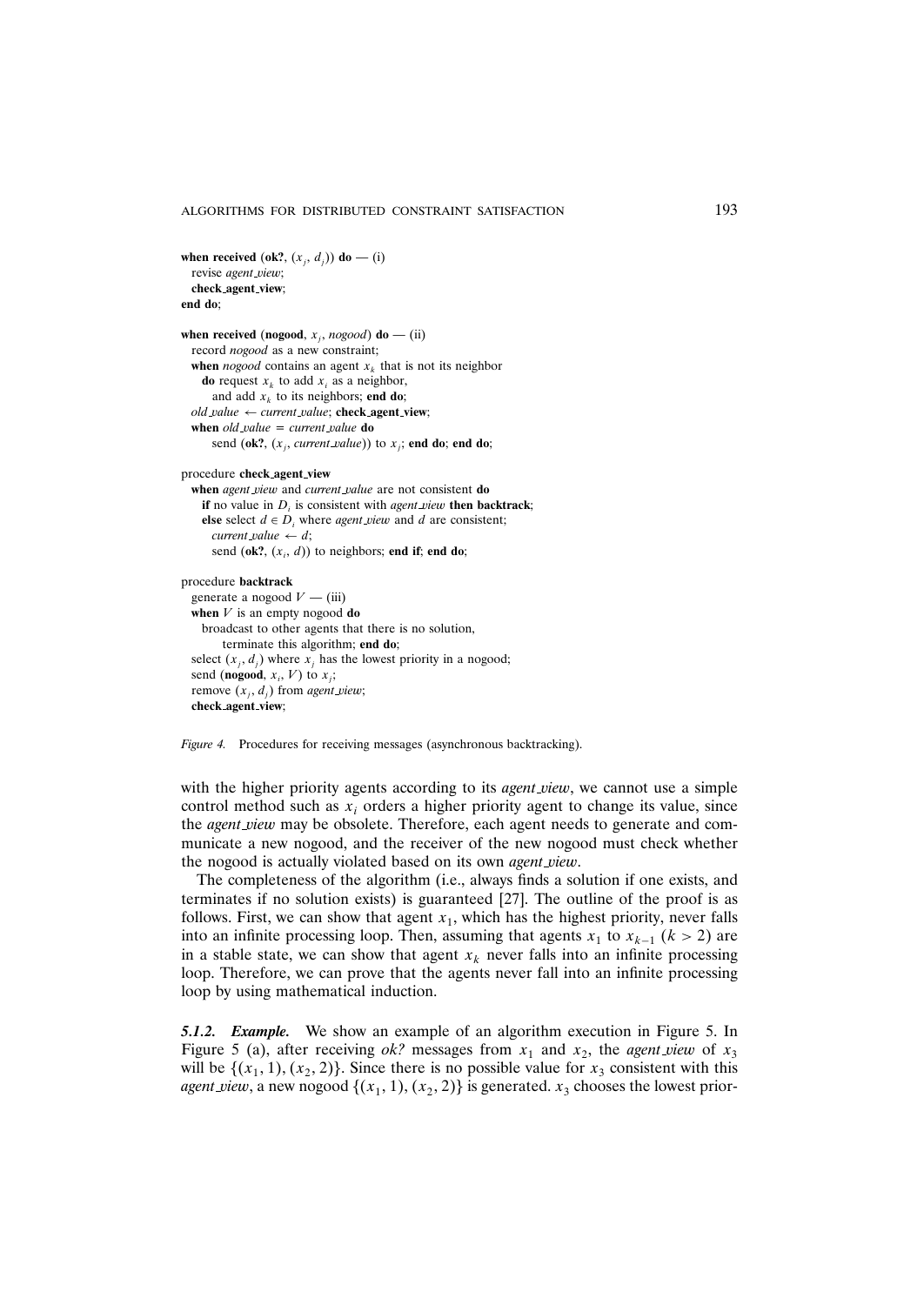```
when received (ok?, (x_j, d_j)) do — (i)
  revise agent_view;
  check_agent_view;
end do;

when received (nogood, x_j, nogood) do — (ii)
  record nogood as a new constraint;
  when nogood contains an agent x_k that is not its neighbor
    do request x_k to add x_i as a neighbor,
      and add x_k to its neighbors; end do;
  old_value ← current_value; check_agent_view;
  when old_value = current_value do
       send (ok?, (x_i, current_value)) to x_j; end do; end do;

procedure check_agent_view
  when agent_view and current_value are not consistent do
    if no value in D_i is consistent with agent_view then backtrack;
    else select d ∈ D_i where agent_view and d are consistent;
      current_value ← d;
      send (ok?, (x_i, d)) to neighbors; end if; end do;

procedure backtrack
  generate a nogood V — (iii)
  when V is an empty nogood do
    broadcast to other agents that there is no solution,
        terminate this algorithm; end do;
  select (x_j, d_j) where x_j has the lowest priority in a nogood;
  send (nogood, x_i, V) to x_j;
  remove (x_j, d_j) from agent_view;
  check_agent_view;
```

*Figure 4.* Procedures for receiving messages (asynchronous backtracking).

with the higher priority agents according to its *agent_view*, we cannot use a simple control method such as $x_i$ orders a higher priority agent to change its value, since the *agent_view* may be obsolete. Therefore, each agent needs to generate and communicate a new nogood, and the receiver of the new nogood must check whether the nogood is actually violated based on its own *agent_view*.

The completeness of the algorithm (i.e., always finds a solution if one exists, and terminates if no solution exists) is guaranteed [27]. The outline of the proof is as follows. First, we can show that agent $x_1$, which has the highest priority, never falls into an infinite processing loop. Then, assuming that agents $x_1$ to $x_{k-1}$ ($k > 2$) are in a stable state, we can show that agent $x_k$ never falls into an infinite processing loop. Therefore, we can prove that the agents never fall into an infinite processing loop by using mathematical induction.

***5.1.2. Example.*** We show an example of an algorithm execution in Figure 5. In Figure 5 (a), after receiving *ok?* messages from $x_1$ and $x_2$, the *agent_view* of $x_3$ will be $\{(x_1, 1), (x_2, 2)\}$. Since there is no possible value for $x_3$ consistent with this *agent_view*, a new nogood $\{(x_1, 1), (x_2, 2)\}$ is generated. $x_3$ chooses the lowest prior-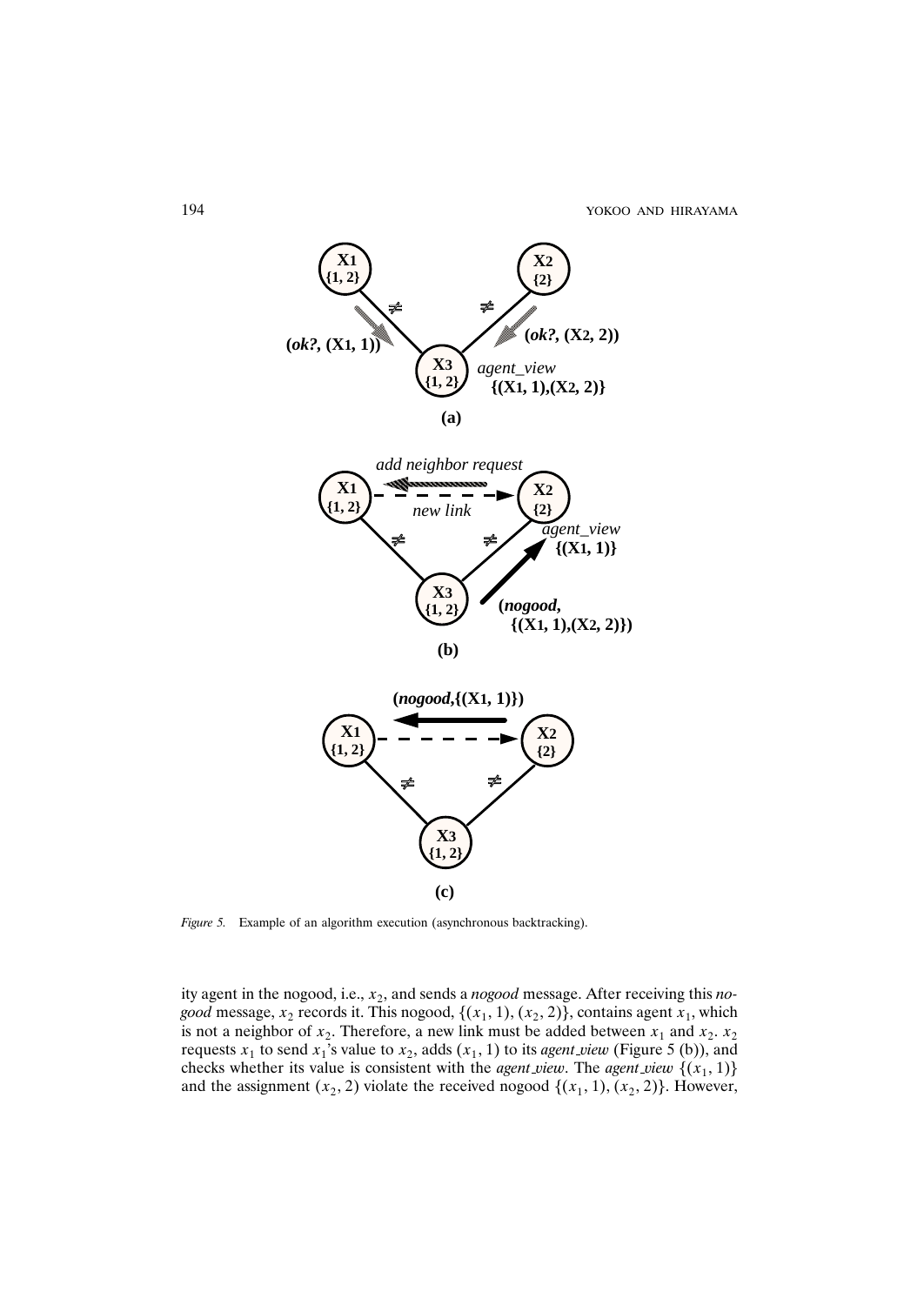*Figure 5.* Example of an algorithm execution (asynchronous backtracking).

ity agent in the nogood, i.e., $x_2$, and sends a *nogood* message. After receiving this *nogood* message, $x_2$ records it. This nogood, $\{(x_1, 1), (x_2, 2)\}$, contains agent $x_1$, which is not a neighbor of $x_2$. Therefore, a new link must be added between $x_1$ and $x_2$. $x_2$ requests $x_1$ to send $x_1$'s value to $x_2$, adds $(x_1, 1)$ to its *agent_view* (Figure 5 (b)), and checks whether its value is consistent with the *agent_view*. The *agent_view* $\{(x_1, 1)\}$ and the assignment $(x_2, 2)$ violate the received nogood $\{(x_1, 1), (x_2, 2)\}$. However,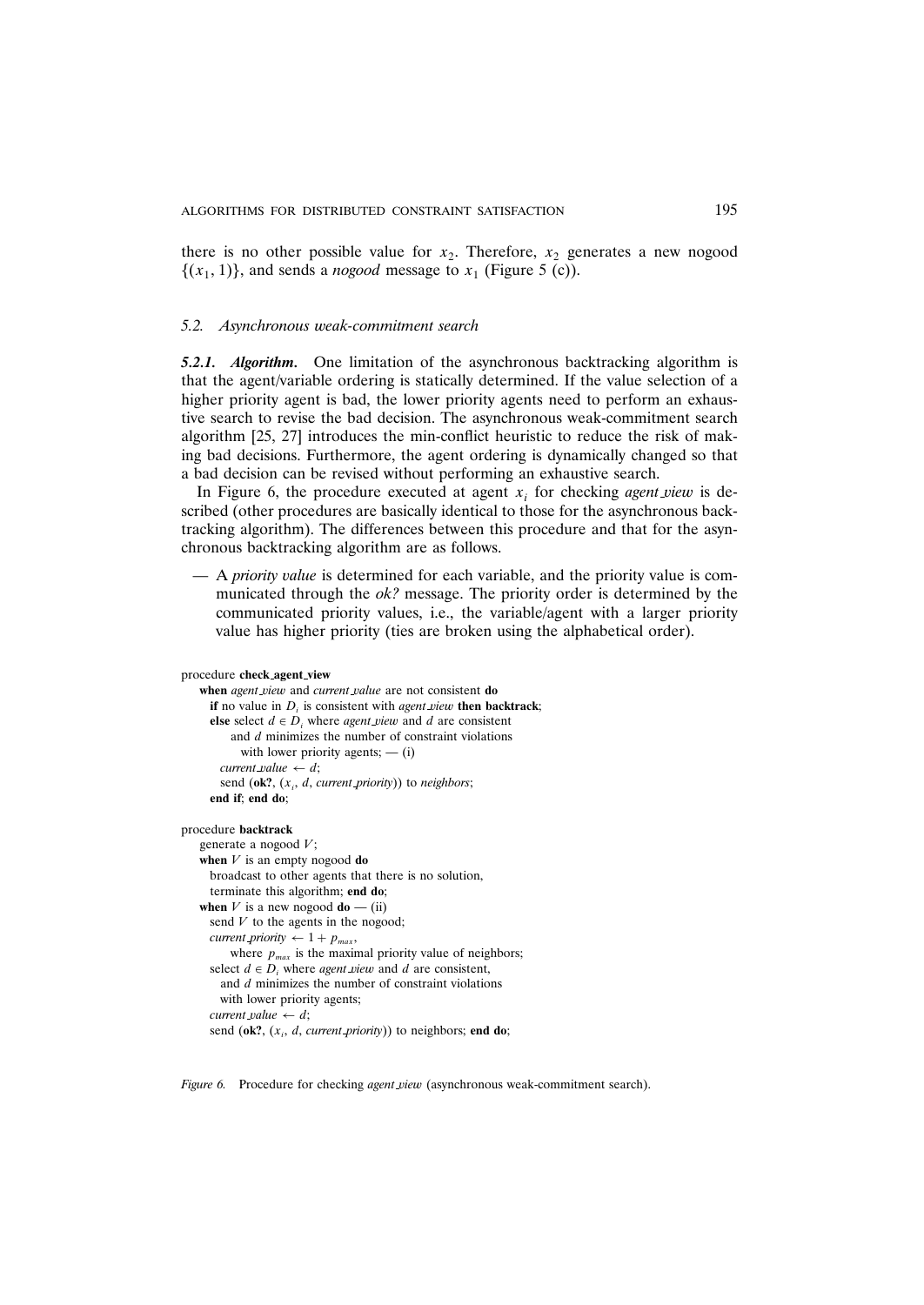there is no other possible value for $x_2$. Therefore, $x_2$ generates a new nogood $\{(x_1, 1)\}$, and sends a *nogood* message to $x_1$ (Figure 5 (c)).

### *5.2. Asynchronous weak-commitment search*

***5.2.1. Algorithm.*** One limitation of the asynchronous backtracking algorithm is that the agent/variable ordering is statically determined. If the value selection of a higher priority agent is bad, the lower priority agents need to perform an exhaustive search to revise the bad decision. The asynchronous weak-commitment search algorithm [25, 27] introduces the min-conflict heuristic to reduce the risk of making bad decisions. Furthermore, the agent ordering is dynamically changed so that a bad decision can be revised without performing an exhaustive search.

In Figure 6, the procedure executed at agent $x_i$ for checking *agent_view* is described (other procedures are basically identical to those for the asynchronous backtracking algorithm). The differences between this procedure and that for the asynchronous backtracking algorithm are as follows.

- A *priority value* is determined for each variable, and the priority value is communicated through the *ok?* message. The priority order is determined by the communicated priority values, i.e., the variable/agent with a larger priority value has higher priority (ties are broken using the alphabetical order).

```
procedure check_agent_view
  when agent_view and current_value are not consistent do
    if no value in D_i is consistent with agent_view then backtrack;
    else select d ∈ D_i where agent_view and d are consistent
        and d minimizes the number of constraint violations
          with lower priority agents; — (i)
      current_value ← d;
      send (ok?, (x_i, d, current_priority)) to neighbors;
    end if; end do;

procedure backtrack
  generate a nogood V;
  when V is an empty nogood do
    broadcast to other agents that there is no solution,
    terminate this algorithm; end do;
  when V is a new nogood do — (ii)
    send V to the agents in the nogood;
    current_priority ← 1 + p_max,
        where p_max is the maximal priority value of neighbors;
    select d ∈ D_i where agent_view and d are consistent,
      and d minimizes the number of constraint violations
      with lower priority agents;
    current_value ← d;
    send (ok?, (x_i, d, current_priority)) to neighbors; end do;
```

*Figure 6.* Procedure for checking *agent_view* (asynchronous weak-commitment search).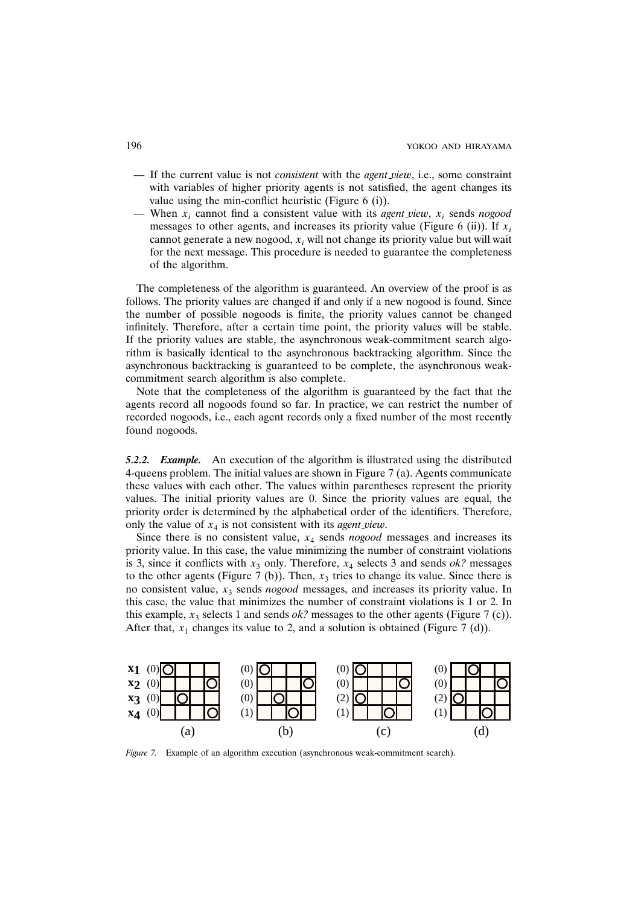— If the current value is not *consistent* with the *agent_view*, i.e., some constraint with variables of higher priority agents is not satisfied, the agent changes its value using the min-conflict heuristic (Figure 6 (i)).

— When $x_i$ cannot find a consistent value with its *agent_view*, $x_i$ sends *nogood* messages to other agents, and increases its priority value (Figure 6 (ii)). If $x_i$ cannot generate a new nogood, $x_i$ will not change its priority value but will wait for the next message. This procedure is needed to guarantee the completeness of the algorithm.

The completeness of the algorithm is guaranteed. An overview of the proof is as follows. The priority values are changed if and only if a new nogood is found. Since the number of possible nogoods is finite, the priority values cannot be changed infinitely. Therefore, after a certain time point, the priority values will be stable. If the priority values are stable, the asynchronous weak-commitment search algorithm is basically identical to the asynchronous backtracking algorithm. Since the asynchronous backtracking is guaranteed to be complete, the asynchronous weak-commitment search algorithm is also complete.

Note that the completeness of the algorithm is guaranteed by the fact that the agents record all nogoods found so far. In practice, we can restrict the number of recorded nogoods, i.e., each agent records only a fixed number of the most recently found nogoods.

***5.2.2. Example.*** An execution of the algorithm is illustrated using the distributed 4-queens problem. The initial values are shown in Figure 7 (a). Agents communicate these values with each other. The values within parentheses represent the priority values. The initial priority values are 0. Since the priority values are equal, the priority order is determined by the alphabetical order of the identifiers. Therefore, only the value of $x_4$ is not consistent with its *agent_view*.

Since there is no consistent value, $x_4$ sends *nogood* messages and increases its priority value. In this case, the value minimizing the number of constraint violations is 3, since it conflicts with $x_3$ only. Therefore, $x_4$ selects 3 and sends *ok?* messages to the other agents (Figure 7 (b)). Then, $x_3$ tries to change its value. Since there is no consistent value, $x_3$ sends *nogood* messages, and increases its priority value. In this case, the value that minimizes the number of constraint violations is 1 or 2. In this example, $x_3$ selects 1 and sends *ok?* messages to the other agents (Figure 7 (c)). After that, $x_1$ changes its value to 2, and a solution is obtained (Figure 7 (d)).

*Figure 7.* Example of an algorithm execution (asynchronous weak-commitment search).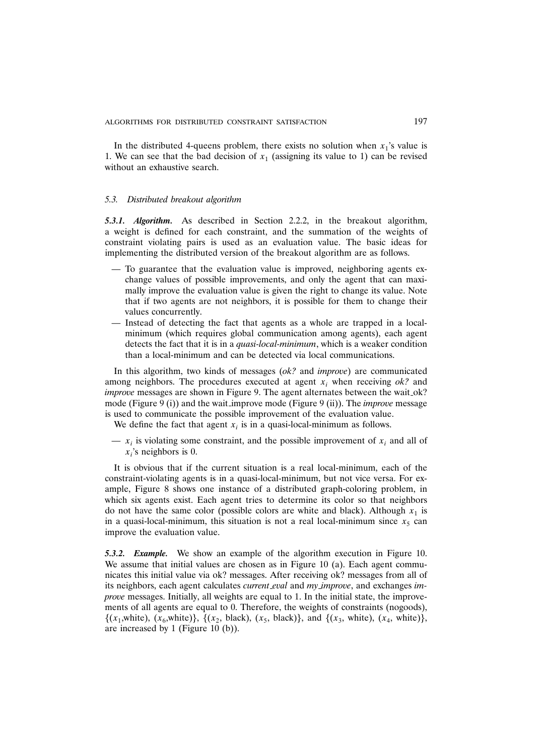In the distributed 4-queens problem, there exists no solution when $x_1$'s value is 1. We can see that the bad decision of $x_1$ (assigning its value to 1) can be revised without an exhaustive search.

### 5.3. Distributed breakout algorithm

***5.3.1. Algorithm.*** As described in Section 2.2.2, in the breakout algorithm, a weight is defined for each constraint, and the summation of the weights of constraint violating pairs is used as an evaluation value. The basic ideas for implementing the distributed version of the breakout algorithm are as follows.

- To guarantee that the evaluation value is improved, neighboring agents exchange values of possible improvements, and only the agent that can maximally improve the evaluation value is given the right to change its value. Note that if two agents are not neighbors, it is possible for them to change their values concurrently.
- Instead of detecting the fact that agents as a whole are trapped in a local-minimum (which requires global communication among agents), each agent detects the fact that it is in a *quasi-local-minimum*, which is a weaker condition than a local-minimum and can be detected via local communications.

In this algorithm, two kinds of messages (*ok?* and *improve*) are communicated among neighbors. The procedures executed at agent $x_i$ when receiving *ok?* and *improve* messages are shown in Figure 9. The agent alternates between the wait_ok? mode (Figure 9 (i)) and the wait_improve mode (Figure 9 (ii)). The *improve* message is used to communicate the possible improvement of the evaluation value.

We define the fact that agent $x_i$ is in a quasi-local-minimum as follows.

- $x_i$ is violating some constraint, and the possible improvement of $x_i$ and all of $x_i$'s neighbors is 0.

It is obvious that if the current situation is a real local-minimum, each of the constraint-violating agents is in a quasi-local-minimum, but not vice versa. For example, Figure 8 shows one instance of a distributed graph-coloring problem, in which six agents exist. Each agent tries to determine its color so that neighbors do not have the same color (possible colors are white and black). Although $x_1$ is in a quasi-local-minimum, this situation is not a real local-minimum since $x_5$ can improve the evaluation value.

***5.3.2. Example.*** We show an example of the algorithm execution in Figure 10. We assume that initial values are chosen as in Figure 10 (a). Each agent communicates this initial value via ok? messages. After receiving ok? messages from all of its neighbors, each agent calculates *current_eval* and *my_improve*, and exchanges *improve* messages. Initially, all weights are equal to 1. In the initial state, the improvements of all agents are equal to 0. Therefore, the weights of constraints (nogoods), $\{(x_1,\text{white}), (x_6,\text{white})\}$, $\{(x_2, \text{black}), (x_5, \text{black})\}$, and $\{(x_3, \text{white}), (x_4, \text{white})\}$, are increased by 1 (Figure 10 (b)).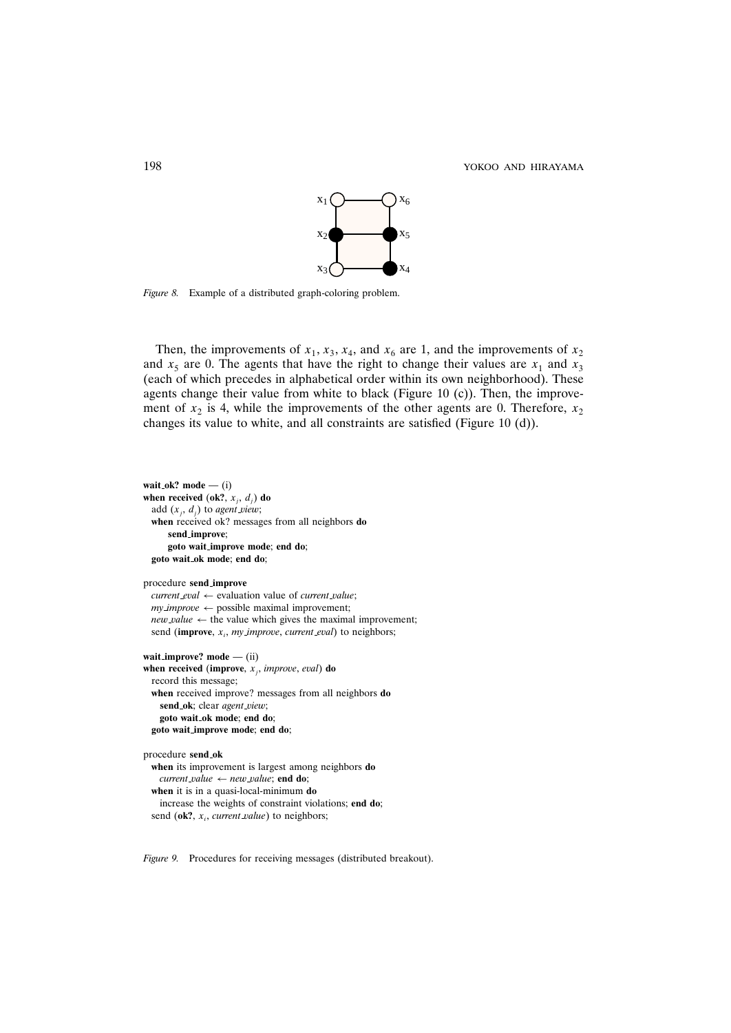Figure 8. Example of a distributed graph-coloring problem.

Then, the improvements of $x_1$, $x_3$, $x_4$, and $x_6$ are 1, and the improvements of $x_2$ and $x_5$ are 0. The agents that have the right to change their values are $x_1$ and $x_3$ (each of which precedes in alphabetical order within its own neighborhood). These agents change their value from white to black (Figure 10 (c)). Then, the improvement of $x_2$ is 4, while the improvements of the other agents are 0. Therefore, $x_2$ changes its value to white, and all constraints are satisfied (Figure 10 (d)).

```
wait_ok? mode — (i)
when received (ok?, x_j, d_j) do
  add (x_j, d_j) to agent_view;
  when received ok? messages from all neighbors do
      send_improve;
      goto wait_improve mode; end do;
  goto wait_ok mode; end do;

procedure send_improve
  current_eval ← evaluation value of current_value;
  my_improve ← possible maximal improvement;
  new_value ← the value which gives the maximal improvement;
  send (improve, x_i, my_improve, current_eval) to neighbors;

wait_improve? mode — (ii)
when received (improve, x_j, improve, eval) do
  record this message;
  when received improve? messages from all neighbors do
    send_ok; clear agent_view;
    goto wait_ok mode; end do;
  goto wait_improve mode; end do;

procedure send_ok
  when its improvement is largest among neighbors do
    current_value ← new_value; end do;
  when it is in a quasi-local-minimum do
    increase the weights of constraint violations; end do;
  send (ok?, x_i, current_value) to neighbors;
```

Figure 9. Procedures for receiving messages (distributed breakout).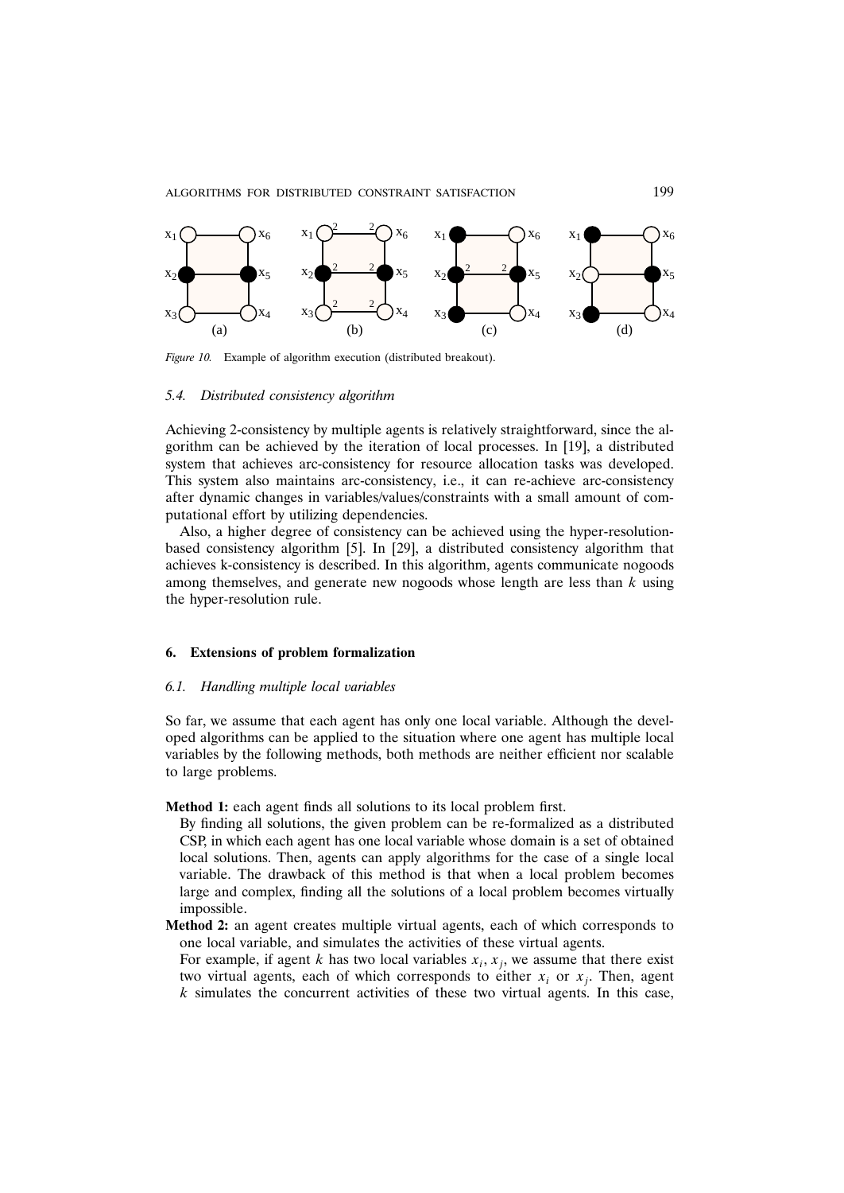*Figure 10.* Example of algorithm execution (distributed breakout).

### *5.4. Distributed consistency algorithm*

Achieving 2-consistency by multiple agents is relatively straightforward, since the algorithm can be achieved by the iteration of local processes. In [19], a distributed system that achieves arc-consistency for resource allocation tasks was developed. This system also maintains arc-consistency, i.e., it can re-achieve arc-consistency after dynamic changes in variables/values/constraints with a small amount of computational effort by utilizing dependencies.

Also, a higher degree of consistency can be achieved using the hyper-resolution-based consistency algorithm [5]. In [29], a distributed consistency algorithm that achieves k-consistency is described. In this algorithm, agents communicate nogoods among themselves, and generate new nogoods whose length are less than $k$ using the hyper-resolution rule.

## **6. Extensions of problem formalization**

### *6.1. Handling multiple local variables*

So far, we assume that each agent has only one local variable. Although the developed algorithms can be applied to the situation where one agent has multiple local variables by the following methods, both methods are neither efficient nor scalable to large problems.

**Method 1:** each agent finds all solutions to its local problem first.
By finding all solutions, the given problem can be re-formalized as a distributed CSP, in which each agent has one local variable whose domain is a set of obtained local solutions. Then, agents can apply algorithms for the case of a single local variable. The drawback of this method is that when a local problem becomes large and complex, finding all the solutions of a local problem becomes virtually impossible.

**Method 2:** an agent creates multiple virtual agents, each of which corresponds to one local variable, and simulates the activities of these virtual agents.
For example, if agent $k$ has two local variables $x_i$, $x_j$, we assume that there exist two virtual agents, each of which corresponds to either $x_i$ or $x_j$. Then, agent $k$ simulates the concurrent activities of these two virtual agents. In this case,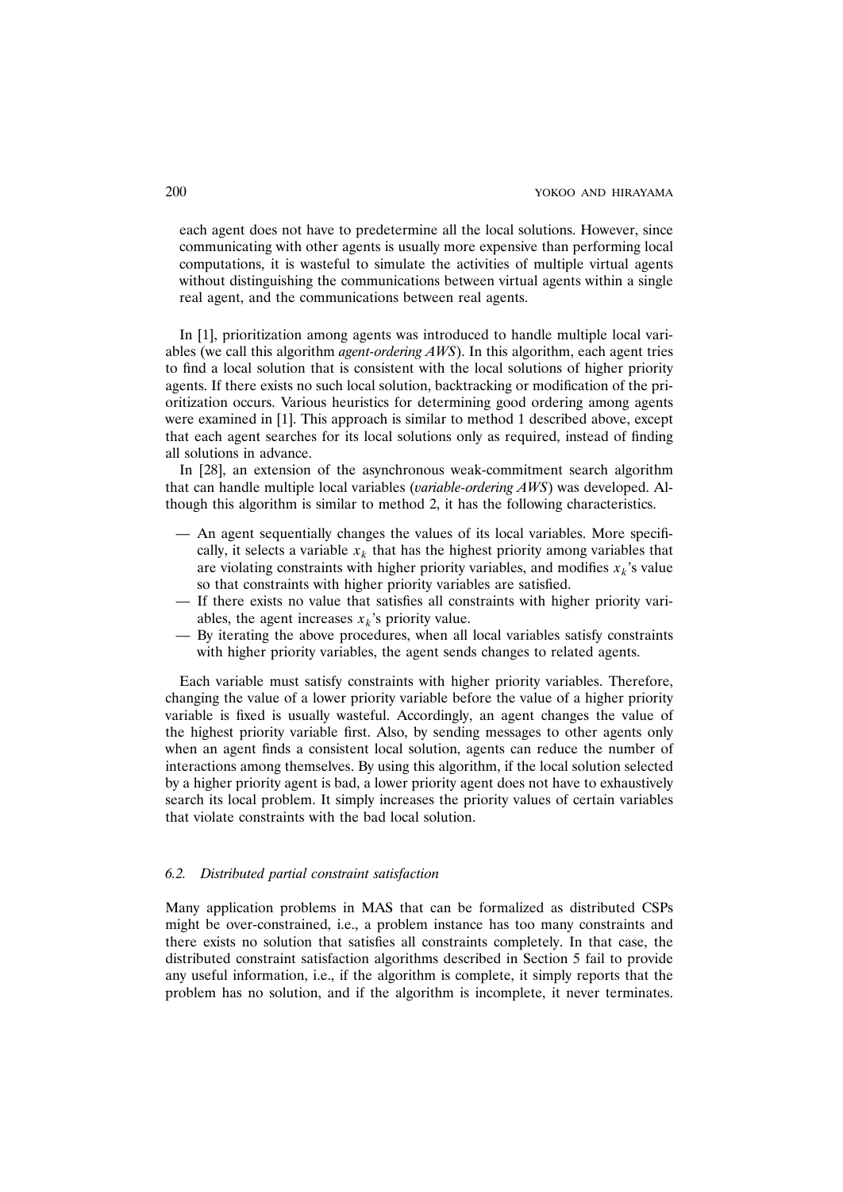each agent does not have to predetermine all the local solutions. However, since communicating with other agents is usually more expensive than performing local computations, it is wasteful to simulate the activities of multiple virtual agents without distinguishing the communications between virtual agents within a single real agent, and the communications between real agents.

In [1], prioritization among agents was introduced to handle multiple local variables (we call this algorithm *agent-ordering AWS*). In this algorithm, each agent tries to find a local solution that is consistent with the local solutions of higher priority agents. If there exists no such local solution, backtracking or modification of the prioritization occurs. Various heuristics for determining good ordering among agents were examined in [1]. This approach is similar to method 1 described above, except that each agent searches for its local solutions only as required, instead of finding all solutions in advance.

In [28], an extension of the asynchronous weak-commitment search algorithm that can handle multiple local variables (*variable-ordering AWS*) was developed. Although this algorithm is similar to method 2, it has the following characteristics.

- An agent sequentially changes the values of its local variables. More specifically, it selects a variable $x_k$ that has the highest priority among variables that are violating constraints with higher priority variables, and modifies $x_k$'s value so that constraints with higher priority variables are satisfied.
- If there exists no value that satisfies all constraints with higher priority variables, the agent increases $x_k$'s priority value.
- By iterating the above procedures, when all local variables satisfy constraints with higher priority variables, the agent sends changes to related agents.

Each variable must satisfy constraints with higher priority variables. Therefore, changing the value of a lower priority variable before the value of a higher priority variable is fixed is usually wasteful. Accordingly, an agent changes the value of the highest priority variable first. Also, by sending messages to other agents only when an agent finds a consistent local solution, agents can reduce the number of interactions among themselves. By using this algorithm, if the local solution selected by a higher priority agent is bad, a lower priority agent does not have to exhaustively search its local problem. It simply increases the priority values of certain variables that violate constraints with the bad local solution.

### 6.2. *Distributed partial constraint satisfaction*

Many application problems in MAS that can be formalized as distributed CSPs might be over-constrained, i.e., a problem instance has too many constraints and there exists no solution that satisfies all constraints completely. In that case, the distributed constraint satisfaction algorithms described in Section 5 fail to provide any useful information, i.e., if the algorithm is complete, it simply reports that the problem has no solution, and if the algorithm is incomplete, it never terminates.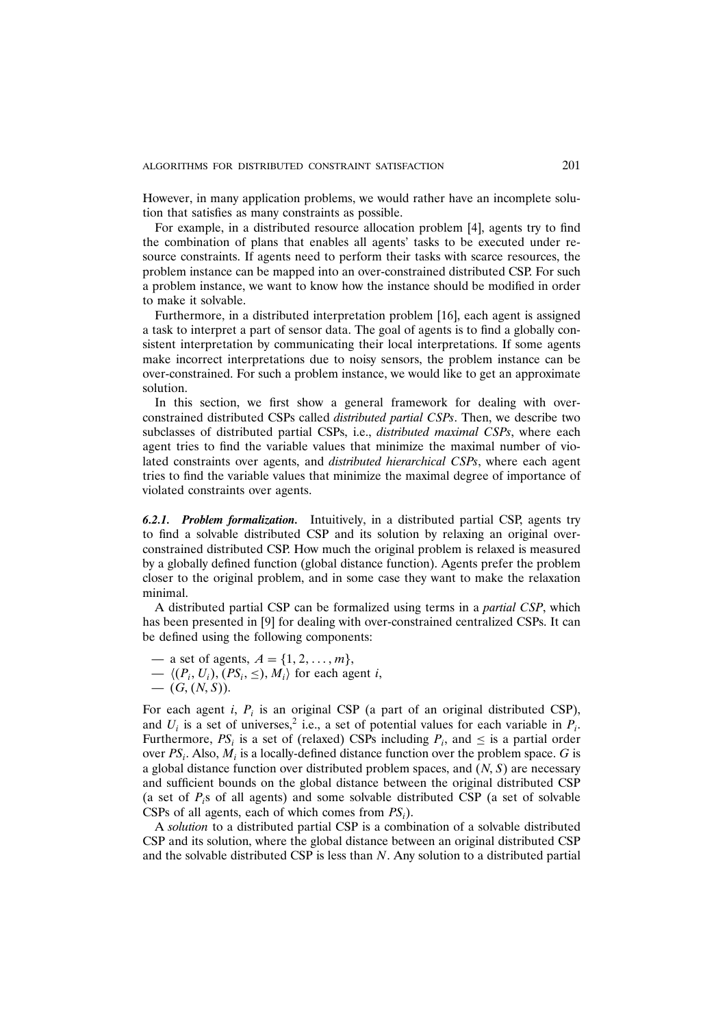However, in many application problems, we would rather have an incomplete solution that satisfies as many constraints as possible.

For example, in a distributed resource allocation problem [4], agents try to find the combination of plans that enables all agents' tasks to be executed under resource constraints. If agents need to perform their tasks with scarce resources, the problem instance can be mapped into an over-constrained distributed CSP. For such a problem instance, we want to know how the instance should be modified in order to make it solvable.

Furthermore, in a distributed interpretation problem [16], each agent is assigned a task to interpret a part of sensor data. The goal of agents is to find a globally consistent interpretation by communicating their local interpretations. If some agents make incorrect interpretations due to noisy sensors, the problem instance can be over-constrained. For such a problem instance, we would like to get an approximate solution.

In this section, we first show a general framework for dealing with over-constrained distributed CSPs called *distributed partial CSPs*. Then, we describe two subclasses of distributed partial CSPs, i.e., *distributed maximal CSPs*, where each agent tries to find the variable values that minimize the maximal number of violated constraints over agents, and *distributed hierarchical CSPs*, where each agent tries to find the variable values that minimize the maximal degree of importance of violated constraints over agents.

***6.2.1. Problem formalization.*** Intuitively, in a distributed partial CSP, agents try to find a solvable distributed CSP and its solution by relaxing an original over-constrained distributed CSP. How much the original problem is relaxed is measured by a globally defined function (global distance function). Agents prefer the problem closer to the original problem, and in some case they want to make the relaxation minimal.

A distributed partial CSP can be formalized using terms in a *partial CSP*, which has been presented in [9] for dealing with over-constrained centralized CSPs. It can be defined using the following components:

— a set of agents, $A = \{1, 2, \ldots, m\}$,
— $\langle (P_i, U_i), (PS_i, \leq), M_i \rangle$ for each agent $i$,
— $(G, (N, S))$.

For each agent $i$, $P_i$ is an original CSP (a part of an original distributed CSP), and $U_i$ is a set of universes,[2] i.e., a set of potential values for each variable in $P_i$. Furthermore, $PS_i$ is a set of (relaxed) CSPs including $P_i$, and $\leq$ is a partial order over $PS_i$. Also, $M_i$ is a locally-defined distance function over the problem space. $G$ is a global distance function over distributed problem spaces, and $(N, S)$ are necessary and sufficient bounds on the global distance between the original distributed CSP (a set of $P_i$s of all agents) and some solvable distributed CSP (a set of solvable CSPs of all agents, each of which comes from $PS_i$).

A *solution* to a distributed partial CSP is a combination of a solvable distributed CSP and its solution, where the global distance between an original distributed CSP and the solvable distributed CSP is less than $N$. Any solution to a distributed partial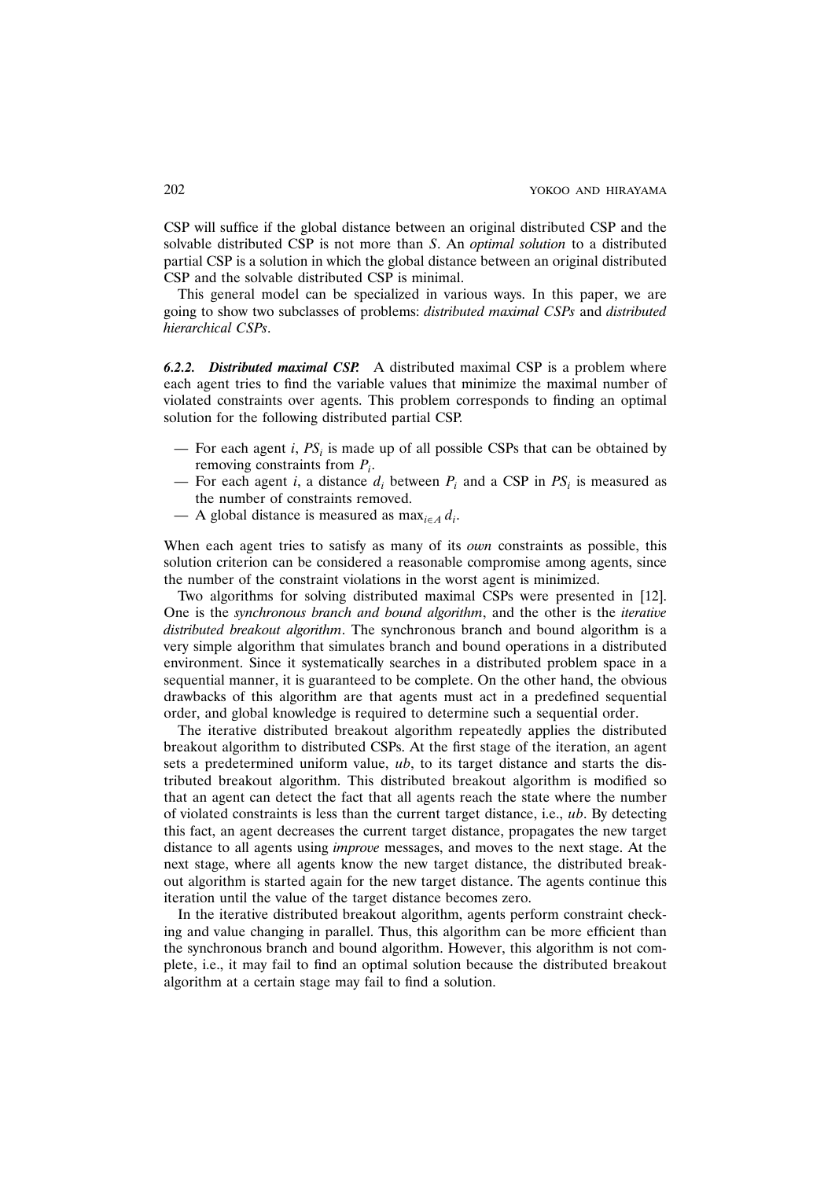CSP will suffice if the global distance between an original distributed CSP and the solvable distributed CSP is not more than $S$. An *optimal solution* to a distributed partial CSP is a solution in which the global distance between an original distributed CSP and the solvable distributed CSP is minimal.

This general model can be specialized in various ways. In this paper, we are going to show two subclasses of problems: *distributed maximal CSPs* and *distributed hierarchical CSPs*.

***6.2.2. Distributed maximal CSP.*** A distributed maximal CSP is a problem where each agent tries to find the variable values that minimize the maximal number of violated constraints over agents. This problem corresponds to finding an optimal solution for the following distributed partial CSP.

- For each agent $i$, $PS_i$ is made up of all possible CSPs that can be obtained by removing constraints from $P_i$.
- For each agent $i$, a distance $d_i$ between $P_i$ and a CSP in $PS_i$ is measured as the number of constraints removed.
- A global distance is measured as $\max_{i \in A} d_i$.

When each agent tries to satisfy as many of its *own* constraints as possible, this solution criterion can be considered a reasonable compromise among agents, since the number of the constraint violations in the worst agent is minimized.

Two algorithms for solving distributed maximal CSPs were presented in [12]. One is the *synchronous branch and bound algorithm*, and the other is the *iterative distributed breakout algorithm*. The synchronous branch and bound algorithm is a very simple algorithm that simulates branch and bound operations in a distributed environment. Since it systematically searches in a distributed problem space in a sequential manner, it is guaranteed to be complete. On the other hand, the obvious drawbacks of this algorithm are that agents must act in a predefined sequential order, and global knowledge is required to determine such a sequential order.

The iterative distributed breakout algorithm repeatedly applies the distributed breakout algorithm to distributed CSPs. At the first stage of the iteration, an agent sets a predetermined uniform value, *ub*, to its target distance and starts the distributed breakout algorithm. This distributed breakout algorithm is modified so that an agent can detect the fact that all agents reach the state where the number of violated constraints is less than the current target distance, i.e., *ub*. By detecting this fact, an agent decreases the current target distance, propagates the new target distance to all agents using *improve* messages, and moves to the next stage. At the next stage, where all agents know the new target distance, the distributed breakout algorithm is started again for the new target distance. The agents continue this iteration until the value of the target distance becomes zero.

In the iterative distributed breakout algorithm, agents perform constraint checking and value changing in parallel. Thus, this algorithm can be more efficient than the synchronous branch and bound algorithm. However, this algorithm is not complete, i.e., it may fail to find an optimal solution because the distributed breakout algorithm at a certain stage may fail to find a solution.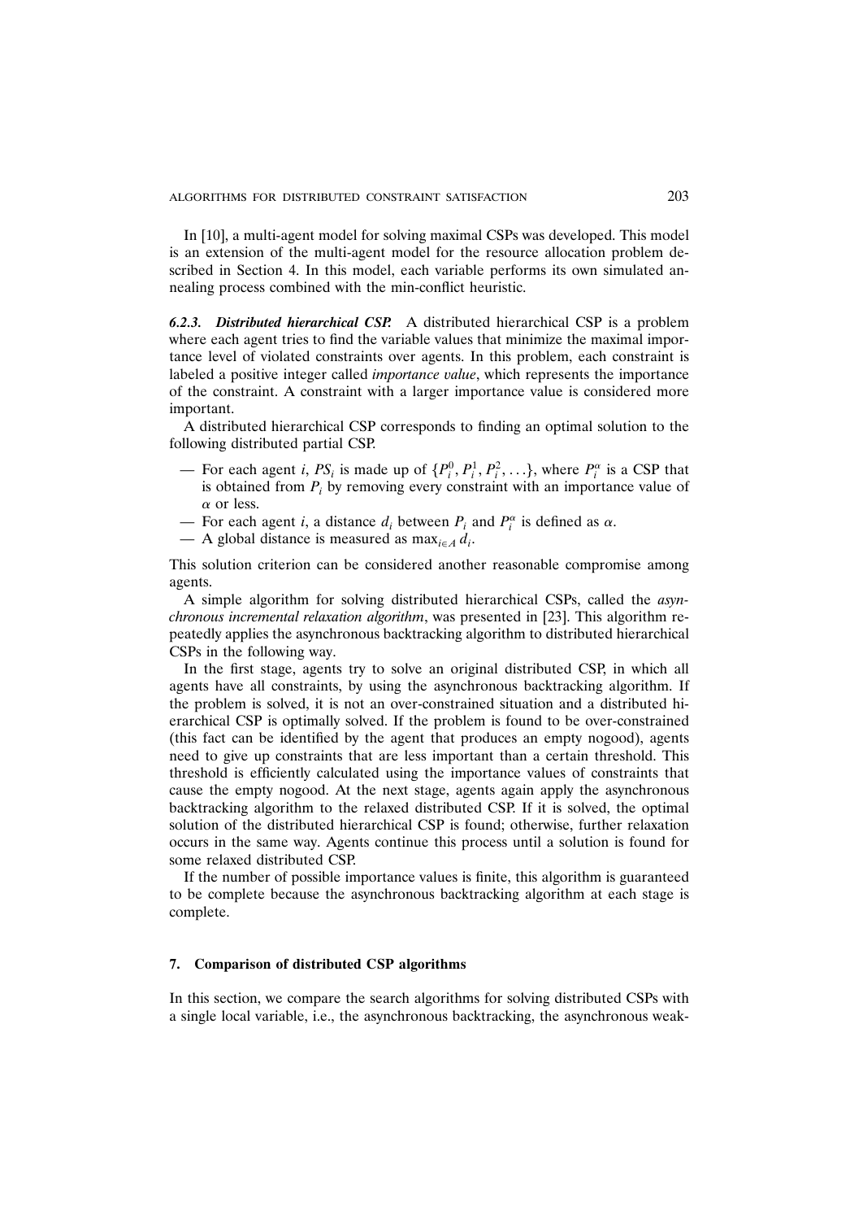In [10], a multi-agent model for solving maximal CSPs was developed. This model is an extension of the multi-agent model for the resource allocation problem described in Section 4. In this model, each variable performs its own simulated annealing process combined with the min-conflict heuristic.

***6.2.3. Distributed hierarchical CSP.*** A distributed hierarchical CSP is a problem where each agent tries to find the variable values that minimize the maximal importance level of violated constraints over agents. In this problem, each constraint is labeled a positive integer called *importance value*, which represents the importance of the constraint. A constraint with a larger importance value is considered more important.

A distributed hierarchical CSP corresponds to finding an optimal solution to the following distributed partial CSP.

- For each agent $i$, $PS_i$ is made up of $\{P_i^0, P_i^1, P_i^2, \ldots\}$, where $P_i^\alpha$ is a CSP that is obtained from $P_i$ by removing every constraint with an importance value of $\alpha$ or less.
- For each agent $i$, a distance $d_i$ between $P_i$ and $P_i^\alpha$ is defined as $\alpha$.
- A global distance is measured as $\max_{i \in A} d_i$.

This solution criterion can be considered another reasonable compromise among agents.

A simple algorithm for solving distributed hierarchical CSPs, called the *asynchronous incremental relaxation algorithm*, was presented in [23]. This algorithm repeatedly applies the asynchronous backtracking algorithm to distributed hierarchical CSPs in the following way.

In the first stage, agents try to solve an original distributed CSP, in which all agents have all constraints, by using the asynchronous backtracking algorithm. If the problem is solved, it is not an over-constrained situation and a distributed hierarchical CSP is optimally solved. If the problem is found to be over-constrained (this fact can be identified by the agent that produces an empty nogood), agents need to give up constraints that are less important than a certain threshold. This threshold is efficiently calculated using the importance values of constraints that cause the empty nogood. At the next stage, agents again apply the asynchronous backtracking algorithm to the relaxed distributed CSP. If it is solved, the optimal solution of the distributed hierarchical CSP is found; otherwise, further relaxation occurs in the same way. Agents continue this process until a solution is found for some relaxed distributed CSP.

If the number of possible importance values is finite, this algorithm is guaranteed to be complete because the asynchronous backtracking algorithm at each stage is complete.

## 7. Comparison of distributed CSP algorithms

In this section, we compare the search algorithms for solving distributed CSPs with a single local variable, i.e., the asynchronous backtracking, the asynchronous weak-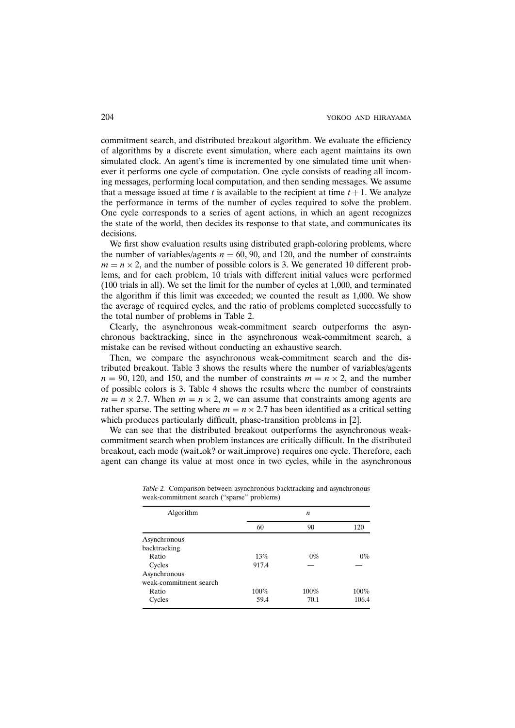commitment search, and distributed breakout algorithm. We evaluate the efficiency of algorithms by a discrete event simulation, where each agent maintains its own simulated clock. An agent's time is incremented by one simulated time unit whenever it performs one cycle of computation. One cycle consists of reading all incoming messages, performing local computation, and then sending messages. We assume that a message issued at time $t$ is available to the recipient at time $t+1$. We analyze the performance in terms of the number of cycles required to solve the problem. One cycle corresponds to a series of agent actions, in which an agent recognizes the state of the world, then decides its response to that state, and communicates its decisions.

We first show evaluation results using distributed graph-coloring problems, where the number of variables/agents $n = 60$, 90, and 120, and the number of constraints $m = n \times 2$, and the number of possible colors is 3. We generated 10 different problems, and for each problem, 10 trials with different initial values were performed (100 trials in all). We set the limit for the number of cycles at 1,000, and terminated the algorithm if this limit was exceeded; we counted the result as 1,000. We show the average of required cycles, and the ratio of problems completed successfully to the total number of problems in Table 2.

Clearly, the asynchronous weak-commitment search outperforms the asynchronous backtracking, since in the asynchronous weak-commitment search, a mistake can be revised without conducting an exhaustive search.

Then, we compare the asynchronous weak-commitment search and the distributed breakout. Table 3 shows the results where the number of variables/agents $n = 90$, 120, and 150, and the number of constraints $m = n \times 2$, and the number of possible colors is 3. Table 4 shows the results where the number of constraints $m = n \times 2.7$. When $m = n \times 2$, we can assume that constraints among agents are rather sparse. The setting where $m = n \times 2.7$ has been identified as a critical setting which produces particularly difficult, phase-transition problems in [2].

We can see that the distributed breakout outperforms the asynchronous weak-commitment search when problem instances are critically difficult. In the distributed breakout, each mode (wait_ok? or wait_improve) requires one cycle. Therefore, each agent can change its value at most once in two cycles, while in the asynchronous

*Table 2.* Comparison between asynchronous backtracking and asynchronous weak-commitment search ("sparse" problems)

| Algorithm | $n$ | | |
|---|---|---|---|
| | 60 | 90 | 120 |
| Asynchronous backtracking | | | |
| Ratio | 13% | 0% | 0% |
| Cycles | 917.4 | — | — |
| Asynchronous weak-commitment search | | | |
| Ratio | 100% | 100% | 100% |
| Cycles | 59.4 | 70.1 | 106.4 |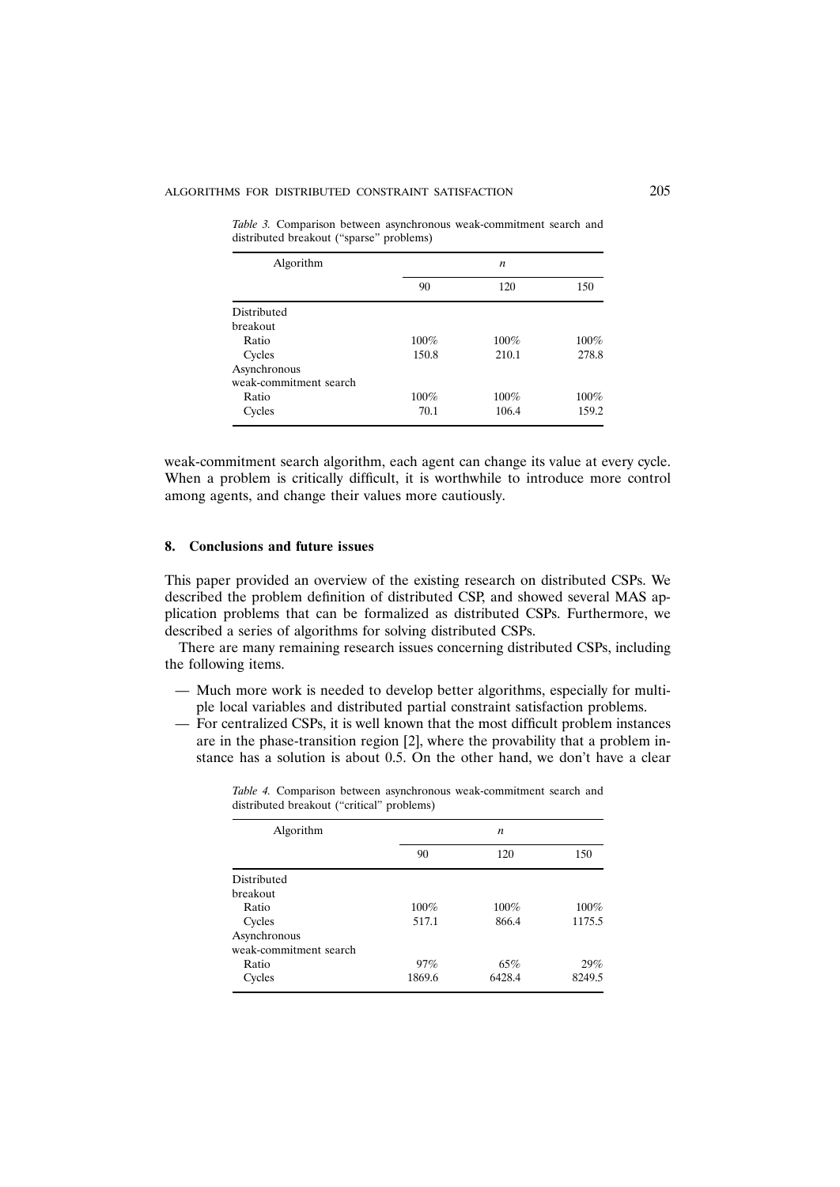*Table 3.* Comparison between asynchronous weak-commitment search and distributed breakout ("sparse" problems)

| Algorithm | $n$ | | |
|---|---|---|---|
| | 90 | 120 | 150 |
| Distributed breakout | | | |
| Ratio | 100% | 100% | 100% |
| Cycles | 150.8 | 210.1 | 278.8 |
| Asynchronous weak-commitment search | | | |
| Ratio | 100% | 100% | 100% |
| Cycles | 70.1 | 106.4 | 159.2 |

weak-commitment search algorithm, each agent can change its value at every cycle. When a problem is critically difficult, it is worthwhile to introduce more control among agents, and change their values more cautiously.

## 8. Conclusions and future issues

This paper provided an overview of the existing research on distributed CSPs. We described the problem definition of distributed CSP, and showed several MAS application problems that can be formalized as distributed CSPs. Furthermore, we described a series of algorithms for solving distributed CSPs.

There are many remaining research issues concerning distributed CSPs, including the following items.

- Much more work is needed to develop better algorithms, especially for multiple local variables and distributed partial constraint satisfaction problems.
- For centralized CSPs, it is well known that the most difficult problem instances are in the phase-transition region [2], where the provability that a problem instance has a solution is about 0.5. On the other hand, we don't have a clear

*Table 4.* Comparison between asynchronous weak-commitment search and distributed breakout ("critical" problems)

| Algorithm | $n$ | | |
|---|---|---|---|
| | 90 | 120 | 150 |
| Distributed breakout | | | |
| Ratio | 100% | 100% | 100% |
| Cycles | 517.1 | 866.4 | 1175.5 |
| Asynchronous weak-commitment search | | | |
| Ratio | 97% | 65% | 29% |
| Cycles | 1869.6 | 6428.4 | 8249.5 |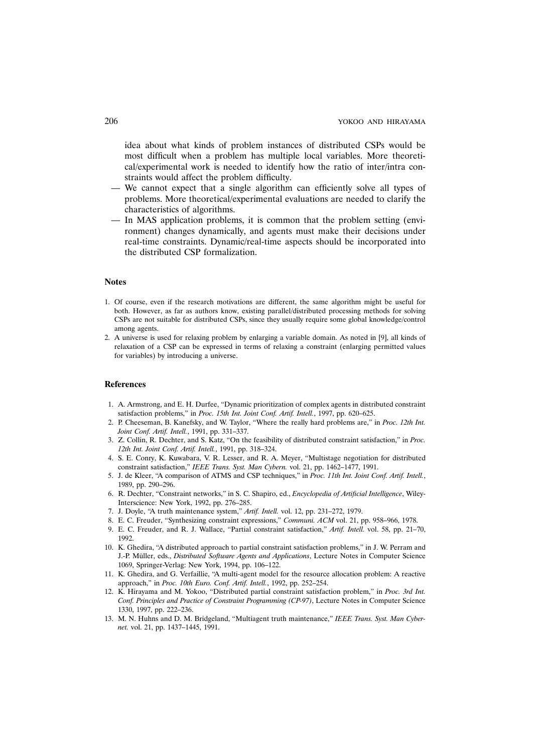idea about what kinds of problem instances of distributed CSPs would be most difficult when a problem has multiple local variables. More theoretical/experimental work is needed to identify how the ratio of inter/intra constraints would affect the problem difficulty.

— We cannot expect that a single algorithm can efficiently solve all types of problems. More theoretical/experimental evaluations are needed to clarify the characteristics of algorithms.

— In MAS application problems, it is common that the problem setting (environment) changes dynamically, and agents must make their decisions under real-time constraints. Dynamic/real-time aspects should be incorporated into the distributed CSP formalization.

## Notes

1. Of course, even if the research motivations are different, the same algorithm might be useful for both. However, as far as authors know, existing parallel/distributed processing methods for solving CSPs are not suitable for distributed CSPs, since they usually require some global knowledge/control among agents.
2. A universe is used for relaxing problem by enlarging a variable domain. As noted in [9], all kinds of relaxation of a CSP can be expressed in terms of relaxing a constraint (enlarging permitted values for variables) by introducing a universe.

## References

1. A. Armstrong, and E. H. Durfee, "Dynamic prioritization of complex agents in distributed constraint satisfaction problems," in *Proc. 15th Int. Joint Conf. Artif. Intell.*, 1997, pp. 620–625.
2. P. Cheeseman, B. Kanefsky, and W. Taylor, "Where the really hard problems are," in *Proc. 12th Int. Joint Conf. Artif. Intell.*, 1991, pp. 331–337.
3. Z. Collin, R. Dechter, and S. Katz, "On the feasibility of distributed constraint satisfaction," in *Proc. 12th Int. Joint Conf. Artif. Intell.*, 1991, pp. 318–324.
4. S. E. Conry, K. Kuwabara, V. R. Lesser, and R. A. Meyer, "Multistage negotiation for distributed constraint satisfaction," *IEEE Trans. Syst. Man Cybern.* vol. 21, pp. 1462–1477, 1991.
5. J. de Kleer, "A comparison of ATMS and CSP techniques," in *Proc. 11th Int. Joint Conf. Artif. Intell.*, 1989, pp. 290–296.
6. R. Dechter, "Constraint networks," in S. C. Shapiro, ed., *Encyclopedia of Artificial Intelligence*, Wiley-Interscience: New York, 1992, pp. 276–285.
7. J. Doyle, "A truth maintenance system," *Artif. Intell.* vol. 12, pp. 231–272, 1979.
8. E. C. Freuder, "Synthesizing constraint expressions," *Communi. ACM* vol. 21, pp. 958–966, 1978.
9. E. C. Freuder, and R. J. Wallace, "Partial constraint satisfaction," *Artif. Intell.* vol. 58, pp. 21–70, 1992.
10. K. Ghedira, "A distributed approach to partial constraint satisfaction problems," in J. W. Perram and J.-P. Müller, eds., *Distributed Software Agents and Applications*, Lecture Notes in Computer Science 1069, Springer-Verlag: New York, 1994, pp. 106–122.
11. K. Ghedira, and G. Verfaillie, "A multi-agent model for the resource allocation problem: A reactive approach," in *Proc. 10th Euro. Conf. Artif. Intell.*, 1992, pp. 252–254.
12. K. Hirayama and M. Yokoo, "Distributed partial constraint satisfaction problem," in *Proc. 3rd Int. Conf. Principles and Practice of Constraint Programming (CP-97)*, Lecture Notes in Computer Science 1330, 1997, pp. 222–236.
13. M. N. Huhns and D. M. Bridgeland, "Multiagent truth maintenance," *IEEE Trans. Syst. Man Cybernet.* vol. 21, pp. 1437–1445, 1991.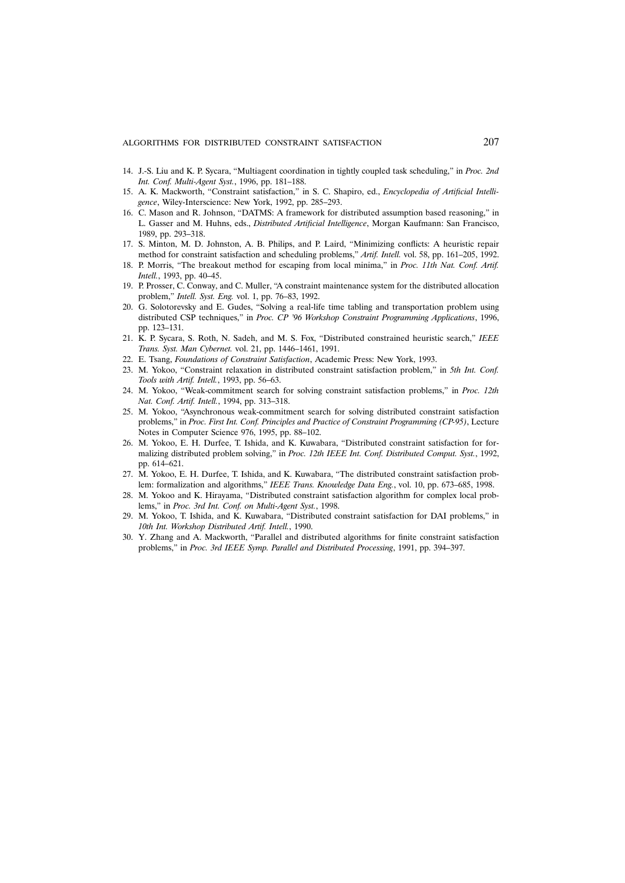14. J.-S. Liu and K. P. Sycara, "Multiagent coordination in tightly coupled task scheduling," in *Proc. 2nd Int. Conf. Multi-Agent Syst.*, 1996, pp. 181–188.
15. A. K. Mackworth, "Constraint satisfaction," in S. C. Shapiro, ed., *Encyclopedia of Artificial Intelligence*, Wiley-Interscience: New York, 1992, pp. 285–293.
16. C. Mason and R. Johnson, "DATMS: A framework for distributed assumption based reasoning," in L. Gasser and M. Huhns, eds., *Distributed Artificial Intelligence*, Morgan Kaufmann: San Francisco, 1989, pp. 293–318.
17. S. Minton, M. D. Johnston, A. B. Philips, and P. Laird, "Minimizing conflicts: A heuristic repair method for constraint satisfaction and scheduling problems," *Artif. Intell.* vol. 58, pp. 161–205, 1992.
18. P. Morris, "The breakout method for escaping from local minima," in *Proc. 11th Nat. Conf. Artif. Intell.*, 1993, pp. 40–45.
19. P. Prosser, C. Conway, and C. Muller, "A constraint maintenance system for the distributed allocation problem," *Intell. Syst. Eng.* vol. 1, pp. 76–83, 1992.
20. G. Solotorevsky and E. Gudes, "Solving a real-life time tabling and transportation problem using distributed CSP techniques," in *Proc. CP '96 Workshop Constraint Programming Applications*, 1996, pp. 123–131.
21. K. P. Sycara, S. Roth, N. Sadeh, and M. S. Fox, "Distributed constrained heuristic search," *IEEE Trans. Syst. Man Cybernet.* vol. 21, pp. 1446–1461, 1991.
22. E. Tsang, *Foundations of Constraint Satisfaction*, Academic Press: New York, 1993.
23. M. Yokoo, "Constraint relaxation in distributed constraint satisfaction problem," in *5th Int. Conf. Tools with Artif. Intell.*, 1993, pp. 56–63.
24. M. Yokoo, "Weak-commitment search for solving constraint satisfaction problems," in *Proc. 12th Nat. Conf. Artif. Intell.*, 1994, pp. 313–318.
25. M. Yokoo, "Asynchronous weak-commitment search for solving distributed constraint satisfaction problems," in *Proc. First Int. Conf. Principles and Practice of Constraint Programming (CP-95)*, Lecture Notes in Computer Science 976, 1995, pp. 88–102.
26. M. Yokoo, E. H. Durfee, T. Ishida, and K. Kuwabara, "Distributed constraint satisfaction for formalizing distributed problem solving," in *Proc. 12th IEEE Int. Conf. Distributed Comput. Syst.*, 1992, pp. 614–621.
27. M. Yokoo, E. H. Durfee, T. Ishida, and K. Kuwabara, "The distributed constraint satisfaction problem: formalization and algorithms," *IEEE Trans. Knowledge Data Eng.*, vol. 10, pp. 673–685, 1998.
28. M. Yokoo and K. Hirayama, "Distributed constraint satisfaction algorithm for complex local problems," in *Proc. 3rd Int. Conf. on Multi-Agent Syst.*, 1998.
29. M. Yokoo, T. Ishida, and K. Kuwabara, "Distributed constraint satisfaction for DAI problems," in *10th Int. Workshop Distributed Artif. Intell.*, 1990.
30. Y. Zhang and A. Mackworth, "Parallel and distributed algorithms for finite constraint satisfaction problems," in *Proc. 3rd IEEE Symp. Parallel and Distributed Processing*, 1991, pp. 394–397.